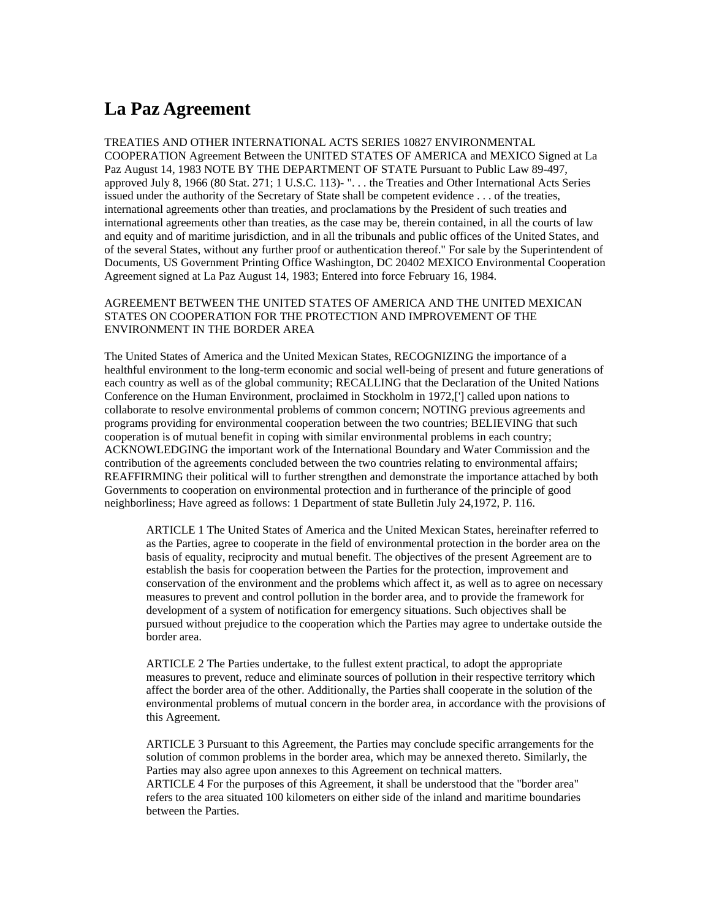# La Paz Agreement

TREATIES AND OTHER INTERNATIONAL ACTS SERIES 10827 ENVIRONMENTAL COOPERATION Agreement Between the UNITED STATES OF AMERICA and MEXICO Signed at La Paz August 14, 1983 NOTE BY THE DEPARTMENT OF STATE Pursuant to Public Law 89-497, approved July 8, 1966 (80 Stat. 271; 1 U.S.C. 113)- ". . . the Treaties and Other International Acts Series issued under the authority of the Secretary of State shall be competent evidence . . . of the treaties, international agreements other than treaties, and proclamations by the President of such treaties and international agreements other than treaties, as the case may be, therein contained, in all the courts of law and equity and of maritime jurisdiction, and in all the tribunals and public offices of the United States, and of the several States, without any further proof or authentication thereof." For sale by the Superintendent of Documents, US Government Printing Office Washington, DC 20402 MEXICO Environmental Cooperation Agreement signed at La Paz August 14, 1983; Entered into force February 16, 1984.

AGREEMENT BETWEEN THE UNITED STATES OF AMERICA AND THE UNITED MEXICAN STATES ON COOPERATION FOR THE PROTECTION AND IMPROVEMENT OF THE ENVIRONMENT IN THE BORDER AREA

The United States of America and the United Mexican States, RECOGNIZING the importance of a healthful environment to the long-term economic and social well-being of present and future generations of each country as well as of the global community; RECALLING that the Declaration of the United Nations Conference on the Human Environment, proclaimed in Stockholm in 1972,['] called upon nations to collaborate to resolve environmental problems of common concern; NOTING previous agreements and programs providing for environmental cooperation between the two countries; BELIEVING that such cooperation is of mutual benefit in coping with similar environmental problems in each country; ACKNOWLEDGING the important work of the International Boundary and Water Commission and the contribution of the agreements concluded between the two countries relating to environmental affairs; REAFFIRMING their political will to further strengthen and demonstrate the importance attached by both Governments to cooperation on environmental protection and in furtherance of the principle of good neighborliness; Have agreed as follows: 1 Department of state Bulletin July 24,1972, P. 116.

> ARTICLE 1 The United States of America and the United Mexican States, hereinafter referred to as the Parties, agree to cooperate in the field of environmental protection in the border area on the basis of equality, reciprocity and mutual benefit. The objectives of the present Agreement are to establish the basis for cooperation between the Parties for the protection, improvement and conservation of the environment and the problems which affect it, as well as to agree on necessary measures to prevent and control pollution in the border area, and to provide the framework for development of a system of notification for emergency situations. Such objectives shall be pursued without prejudice to the cooperation which the Parties may agree to undertake outside the border area.
>
> ARTICLE 2 The Parties undertake, to the fullest extent practical, to adopt the appropriate measures to prevent, reduce and eliminate sources of pollution in their respective territory which affect the border area of the other. Additionally, the Parties shall cooperate in the solution of the environmental problems of mutual concern in the border area, in accordance with the provisions of this Agreement.
>
> ARTICLE 3 Pursuant to this Agreement, the Parties may conclude specific arrangements for the solution of common problems in the border area, which may be annexed thereto. Similarly, the Parties may also agree upon annexes to this Agreement on technical matters.
> ARTICLE 4 For the purposes of this Agreement, it shall be understood that the "border area" refers to the area situated 100 kilometers on either side of the inland and maritime boundaries between the Parties.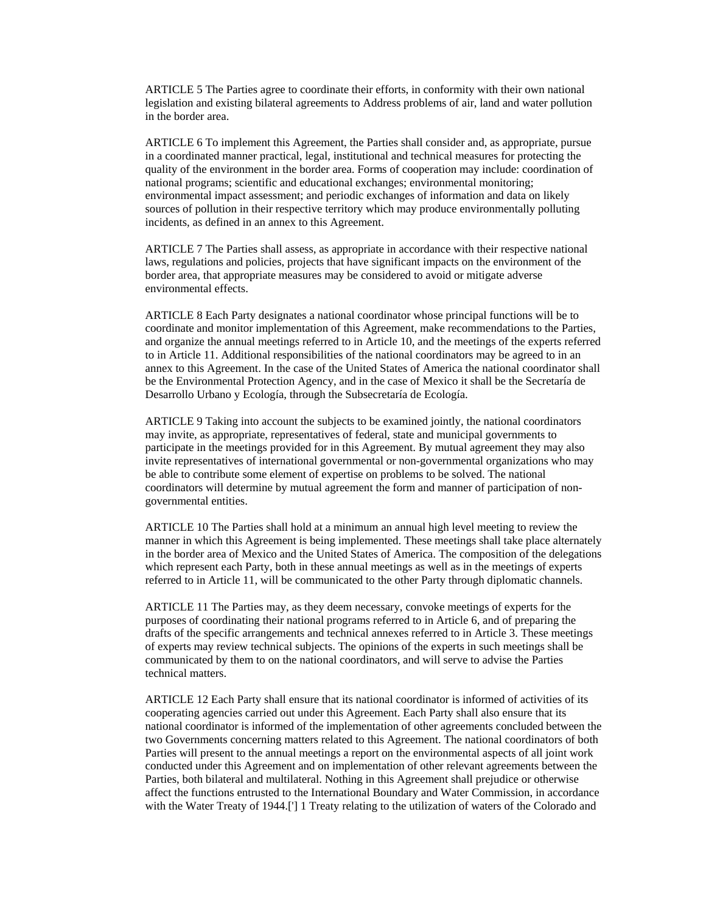ARTICLE 5 The Parties agree to coordinate their efforts, in conformity with their own national legislation and existing bilateral agreements to Address problems of air, land and water pollution in the border area.

ARTICLE 6 To implement this Agreement, the Parties shall consider and, as appropriate, pursue in a coordinated manner practical, legal, institutional and technical measures for protecting the quality of the environment in the border area. Forms of cooperation may include: coordination of national programs; scientific and educational exchanges; environmental monitoring; environmental impact assessment; and periodic exchanges of information and data on likely sources of pollution in their respective territory which may produce environmentally polluting incidents, as defined in an annex to this Agreement.

ARTICLE 7 The Parties shall assess, as appropriate in accordance with their respective national laws, regulations and policies, projects that have significant impacts on the environment of the border area, that appropriate measures may be considered to avoid or mitigate adverse environmental effects.

ARTICLE 8 Each Party designates a national coordinator whose principal functions will be to coordinate and monitor implementation of this Agreement, make recommendations to the Parties, and organize the annual meetings referred to in Article 10, and the meetings of the experts referred to in Article 11. Additional responsibilities of the national coordinators may be agreed to in an annex to this Agreement. In the case of the United States of America the national coordinator shall be the Environmental Protection Agency, and in the case of Mexico it shall be the Secretaría de Desarrollo Urbano y Ecología, through the Subsecretaría de Ecología.

ARTICLE 9 Taking into account the subjects to be examined jointly, the national coordinators may invite, as appropriate, representatives of federal, state and municipal governments to participate in the meetings provided for in this Agreement. By mutual agreement they may also invite representatives of international governmental or non-governmental organizations who may be able to contribute some element of expertise on problems to be solved. The national coordinators will determine by mutual agreement the form and manner of participation of non-governmental entities.

ARTICLE 10 The Parties shall hold at a minimum an annual high level meeting to review the manner in which this Agreement is being implemented. These meetings shall take place alternately in the border area of Mexico and the United States of America. The composition of the delegations which represent each Party, both in these annual meetings as well as in the meetings of experts referred to in Article 11, will be communicated to the other Party through diplomatic channels.

ARTICLE 11 The Parties may, as they deem necessary, convoke meetings of experts for the purposes of coordinating their national programs referred to in Article 6, and of preparing the drafts of the specific arrangements and technical annexes referred to in Article 3. These meetings of experts may review technical subjects. The opinions of the experts in such meetings shall be communicated by them to on the national coordinators, and will serve to advise the Parties technical matters.

ARTICLE 12 Each Party shall ensure that its national coordinator is informed of activities of its cooperating agencies carried out under this Agreement. Each Party shall also ensure that its national coordinator is informed of the implementation of other agreements concluded between the two Governments concerning matters related to this Agreement. The national coordinators of both Parties will present to the annual meetings a report on the environmental aspects of all joint work conducted under this Agreement and on implementation of other relevant agreements between the Parties, both bilateral and multilateral. Nothing in this Agreement shall prejudice or otherwise affect the functions entrusted to the International Boundary and Water Commission, in accordance with the Water Treaty of 1944.['] 1 Treaty relating to the utilization of waters of the Colorado and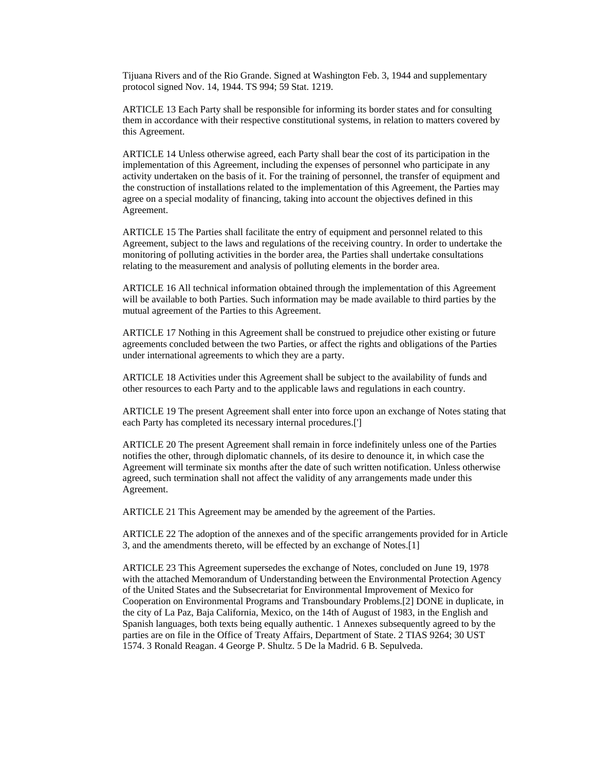Tijuana Rivers and of the Rio Grande. Signed at Washington Feb. 3, 1944 and supplementary protocol signed Nov. 14, 1944. TS 994; 59 Stat. 1219.

ARTICLE 13 Each Party shall be responsible for informing its border states and for consulting them in accordance with their respective constitutional systems, in relation to matters covered by this Agreement.

ARTICLE 14 Unless otherwise agreed, each Party shall bear the cost of its participation in the implementation of this Agreement, including the expenses of personnel who participate in any activity undertaken on the basis of it. For the training of personnel, the transfer of equipment and the construction of installations related to the implementation of this Agreement, the Parties may agree on a special modality of financing, taking into account the objectives defined in this Agreement.

ARTICLE 15 The Parties shall facilitate the entry of equipment and personnel related to this Agreement, subject to the laws and regulations of the receiving country. In order to undertake the monitoring of polluting activities in the border area, the Parties shall undertake consultations relating to the measurement and analysis of polluting elements in the border area.

ARTICLE 16 All technical information obtained through the implementation of this Agreement will be available to both Parties. Such information may be made available to third parties by the mutual agreement of the Parties to this Agreement.

ARTICLE 17 Nothing in this Agreement shall be construed to prejudice other existing or future agreements concluded between the two Parties, or affect the rights and obligations of the Parties under international agreements to which they are a party.

ARTICLE 18 Activities under this Agreement shall be subject to the availability of funds and other resources to each Party and to the applicable laws and regulations in each country.

ARTICLE 19 The present Agreement shall enter into force upon an exchange of Notes stating that each Party has completed its necessary internal procedures.[']

ARTICLE 20 The present Agreement shall remain in force indefinitely unless one of the Parties notifies the other, through diplomatic channels, of its desire to denounce it, in which case the Agreement will terminate six months after the date of such written notification. Unless otherwise agreed, such termination shall not affect the validity of any arrangements made under this Agreement.

ARTICLE 21 This Agreement may be amended by the agreement of the Parties.

ARTICLE 22 The adoption of the annexes and of the specific arrangements provided for in Article 3, and the amendments thereto, will be effected by an exchange of Notes.[1]

ARTICLE 23 This Agreement supersedes the exchange of Notes, concluded on June 19, 1978 with the attached Memorandum of Understanding between the Environmental Protection Agency of the United States and the Subsecretariat for Environmental Improvement of Mexico for Cooperation on Environmental Programs and Transboundary Problems.[2] DONE in duplicate, in the city of La Paz, Baja California, Mexico, on the 14th of August of 1983, in the English and Spanish languages, both texts being equally authentic. 1 Annexes subsequently agreed to by the parties are on file in the Office of Treaty Affairs, Department of State. 2 TIAS 9264; 30 UST 1574. 3 Ronald Reagan. 4 George P. Shultz. 5 De la Madrid. 6 B. Sepulveda.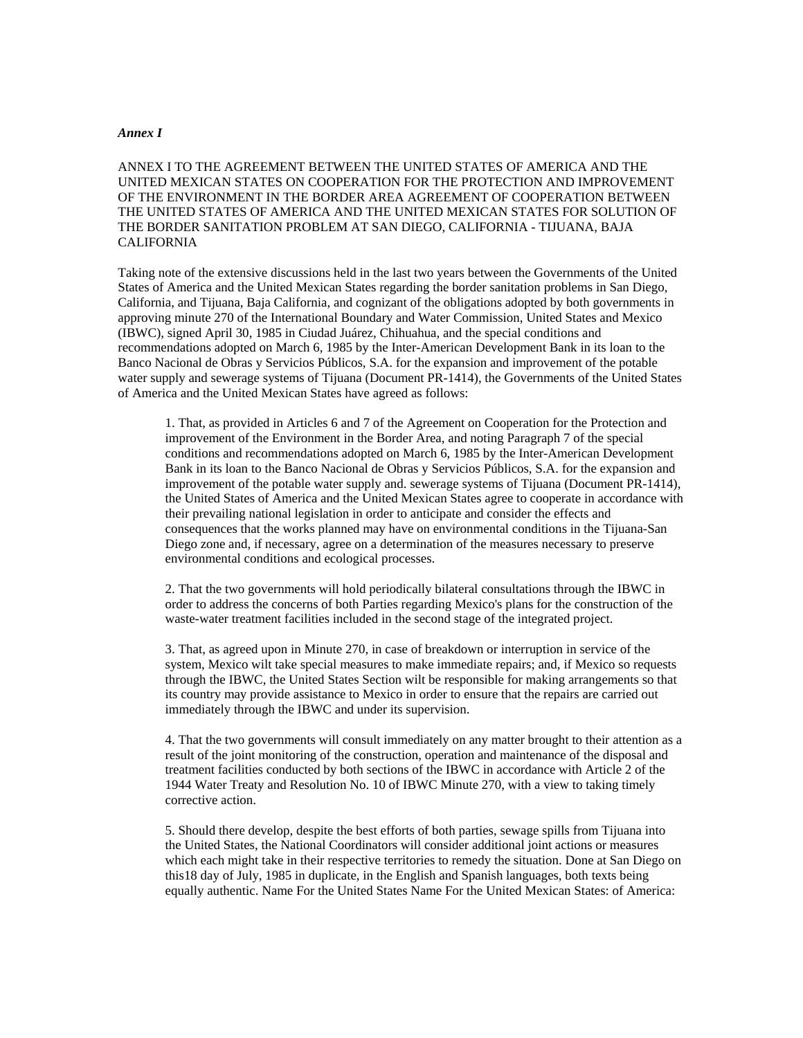***Annex I***

ANNEX I TO THE AGREEMENT BETWEEN THE UNITED STATES OF AMERICA AND THE UNITED MEXICAN STATES ON COOPERATION FOR THE PROTECTION AND IMPROVEMENT OF THE ENVIRONMENT IN THE BORDER AREA AGREEMENT OF COOPERATION BETWEEN THE UNITED STATES OF AMERICA AND THE UNITED MEXICAN STATES FOR SOLUTION OF THE BORDER SANITATION PROBLEM AT SAN DIEGO, CALIFORNIA - TIJUANA, BAJA CALIFORNIA

Taking note of the extensive discussions held in the last two years between the Governments of the United States of America and the United Mexican States regarding the border sanitation problems in San Diego, California, and Tijuana, Baja California, and cognizant of the obligations adopted by both governments in approving minute 270 of the International Boundary and Water Commission, United States and Mexico (IBWC), signed April 30, 1985 in Ciudad Juárez, Chihuahua, and the special conditions and recommendations adopted on March 6, 1985 by the Inter-American Development Bank in its loan to the Banco Nacional de Obras y Servicios Públicos, S.A. for the expansion and improvement of the potable water supply and sewerage systems of Tijuana (Document PR-1414), the Governments of the United States of America and the United Mexican States have agreed as follows:

> 1. That, as provided in Articles 6 and 7 of the Agreement on Cooperation for the Protection and improvement of the Environment in the Border Area, and noting Paragraph 7 of the special conditions and recommendations adopted on March 6, 1985 by the Inter-American Development Bank in its loan to the Banco Nacional de Obras y Servicios Públicos, S.A. for the expansion and improvement of the potable water supply and. sewerage systems of Tijuana (Document PR-1414), the United States of America and the United Mexican States agree to cooperate in accordance with their prevailing national legislation in order to anticipate and consider the effects and consequences that the works planned may have on environmental conditions in the Tijuana-San Diego zone and, if necessary, agree on a determination of the measures necessary to preserve environmental conditions and ecological processes.
>
> 2. That the two governments will hold periodically bilateral consultations through the IBWC in order to address the concerns of both Parties regarding Mexico's plans for the construction of the waste-water treatment facilities included in the second stage of the integrated project.
>
> 3. That, as agreed upon in Minute 270, in case of breakdown or interruption in service of the system, Mexico wilt take special measures to make immediate repairs; and, if Mexico so requests through the IBWC, the United States Section wilt be responsible for making arrangements so that its country may provide assistance to Mexico in order to ensure that the repairs are carried out immediately through the IBWC and under its supervision.
>
> 4. That the two governments will consult immediately on any matter brought to their attention as a result of the joint monitoring of the construction, operation and maintenance of the disposal and treatment facilities conducted by both sections of the IBWC in accordance with Article 2 of the 1944 Water Treaty and Resolution No. 10 of IBWC Minute 270, with a view to taking timely corrective action.
>
> 5. Should there develop, despite the best efforts of both parties, sewage spills from Tijuana into the United States, the National Coordinators will consider additional joint actions or measures which each might take in their respective territories to remedy the situation. Done at San Diego on this18 day of July, 1985 in duplicate, in the English and Spanish languages, both texts being equally authentic. Name For the United States Name For the United Mexican States: of America: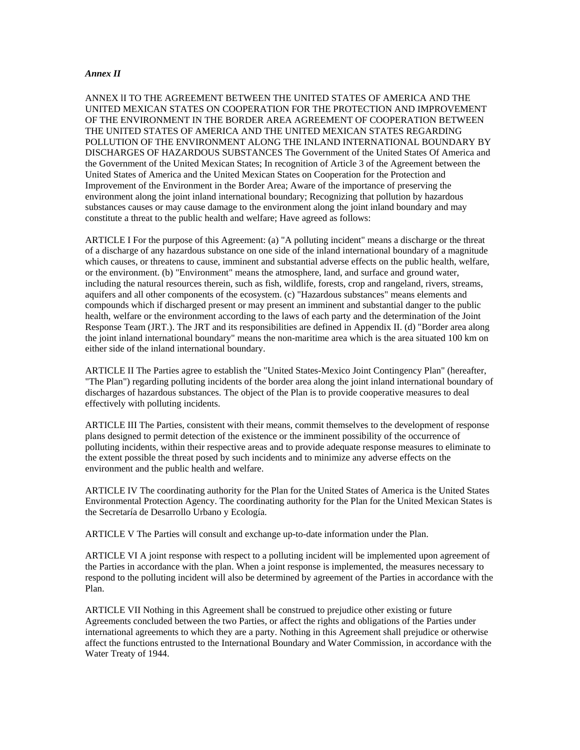***Annex II***

ANNEX lI TO THE AGREEMENT BETWEEN THE UNITED STATES OF AMERICA AND THE UNITED MEXICAN STATES ON COOPERATION FOR THE PROTECTION AND IMPROVEMENT OF THE ENVIRONMENT IN THE BORDER AREA AGREEMENT OF COOPERATION BETWEEN THE UNITED STATES OF AMERICA AND THE UNITED MEXICAN STATES REGARDING POLLUTION OF THE ENVIRONMENT ALONG THE INLAND INTERNATIONAL BOUNDARY BY DISCHARGES OF HAZARDOUS SUBSTANCES The Government of the United States Of America and the Government of the United Mexican States; In recognition of Article 3 of the Agreement between the United States of America and the United Mexican States on Cooperation for the Protection and Improvement of the Environment in the Border Area; Aware of the importance of preserving the environment along the joint inland international boundary; Recognizing that pollution by hazardous substances causes or may cause damage to the environment along the joint inland boundary and may constitute a threat to the public health and welfare; Have agreed as follows:

ARTICLE I For the purpose of this Agreement: (a) "A polluting incident" means a discharge or the threat of a discharge of any hazardous substance on one side of the inland international boundary of a magnitude which causes, or threatens to cause, imminent and substantial adverse effects on the public health, welfare, or the environment. (b) "Environment" means the atmosphere, land, and surface and ground water, including the natural resources therein, such as fish, wildlife, forests, crop and rangeland, rivers, streams, aquifers and all other components of the ecosystem. (c) "Hazardous substances" means elements and compounds which if discharged present or may present an imminent and substantial danger to the public health, welfare or the environment according to the laws of each party and the determination of the Joint Response Team (JRT.). The JRT and its responsibilities are defined in Appendix II. (d) "Border area along the joint inland international boundary" means the non-maritime area which is the area situated 100 km on either side of the inland international boundary.

ARTICLE II The Parties agree to establish the "United States-Mexico Joint Contingency Plan" (hereafter, "The Plan") regarding polluting incidents of the border area along the joint inland international boundary of discharges of hazardous substances. The object of the Plan is to provide cooperative measures to deal effectively with polluting incidents.

ARTICLE III The Parties, consistent with their means, commit themselves to the development of response plans designed to permit detection of the existence or the imminent possibility of the occurrence of polluting incidents, within their respective areas and to provide adequate response measures to eliminate to the extent possible the threat posed by such incidents and to minimize any adverse effects on the environment and the public health and welfare.

ARTICLE IV The coordinating authority for the Plan for the United States of America is the United States Environmental Protection Agency. The coordinating authority for the Plan for the United Mexican States is the Secretaría de Desarrollo Urbano y Ecología.

ARTICLE V The Parties will consult and exchange up-to-date information under the Plan.

ARTICLE VI A joint response with respect to a polluting incident will be implemented upon agreement of the Parties in accordance with the plan. When a joint response is implemented, the measures necessary to respond to the polluting incident will also be determined by agreement of the Parties in accordance with the Plan.

ARTICLE VII Nothing in this Agreement shall be construed to prejudice other existing or future Agreements concluded between the two Parties, or affect the rights and obligations of the Parties under international agreements to which they are a party. Nothing in this Agreement shall prejudice or otherwise affect the functions entrusted to the International Boundary and Water Commission, in accordance with the Water Treaty of 1944.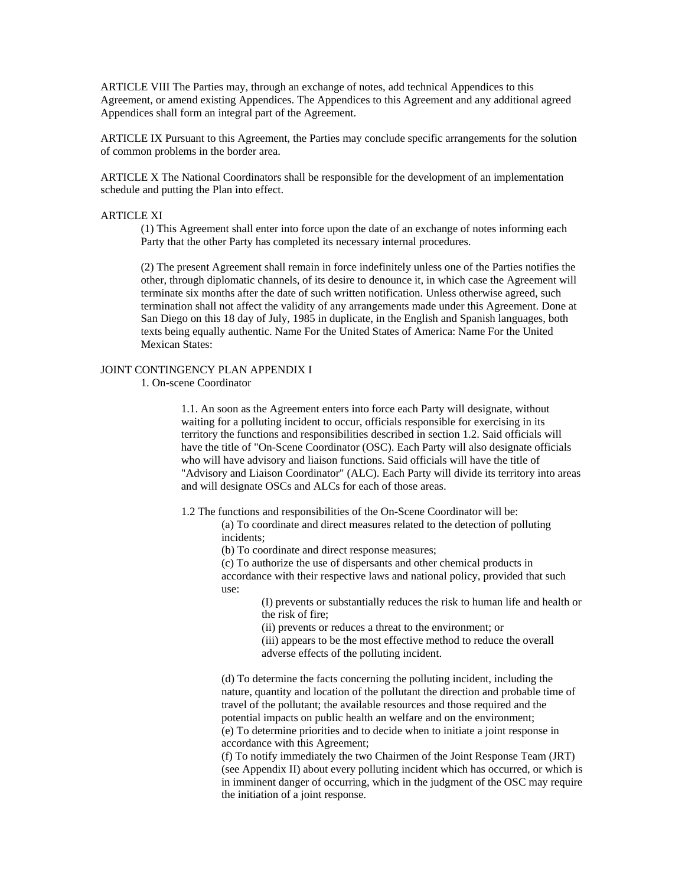ARTICLE VIII The Parties may, through an exchange of notes, add technical Appendices to this Agreement, or amend existing Appendices. The Appendices to this Agreement and any additional agreed Appendices shall form an integral part of the Agreement.

ARTICLE IX Pursuant to this Agreement, the Parties may conclude specific arrangements for the solution of common problems in the border area.

ARTICLE X The National Coordinators shall be responsible for the development of an implementation schedule and putting the Plan into effect.

ARTICLE XI

(1) This Agreement shall enter into force upon the date of an exchange of notes informing each Party that the other Party has completed its necessary internal procedures.

(2) The present Agreement shall remain in force indefinitely unless one of the Parties notifies the other, through diplomatic channels, of its desire to denounce it, in which case the Agreement will terminate six months after the date of such written notification. Unless otherwise agreed, such termination shall not affect the validity of any arrangements made under this Agreement. Done at San Diego on this 18 day of July, 1985 in duplicate, in the English and Spanish languages, both texts being equally authentic. Name For the United States of America: Name For the United Mexican States:

JOINT CONTINGENCY PLAN APPENDIX I

1. On-scene Coordinator

1.1. An soon as the Agreement enters into force each Party will designate, without waiting for a polluting incident to occur, officials responsible for exercising in its territory the functions and responsibilities described in section 1.2. Said officials will have the title of "On-Scene Coordinator (OSC). Each Party will also designate officials who will have advisory and liaison functions. Said officials will have the title of "Advisory and Liaison Coordinator" (ALC). Each Party will divide its territory into areas and will designate OSCs and ALCs for each of those areas.

1.2 The functions and responsibilities of the On-Scene Coordinator will be:

(a) To coordinate and direct measures related to the detection of polluting incidents;
(b) To coordinate and direct response measures;
(c) To authorize the use of dispersants and other chemical products in accordance with their respective laws and national policy, provided that such use:

(I) prevents or substantially reduces the risk to human life and health or the risk of fire;
(ii) prevents or reduces a threat to the environment; or
(iii) appears to be the most effective method to reduce the overall adverse effects of the polluting incident.

(d) To determine the facts concerning the polluting incident, including the nature, quantity and location of the pollutant the direction and probable time of travel of the pollutant; the available resources and those required and the potential impacts on public health an welfare and on the environment;
(e) To determine priorities and to decide when to initiate a joint response in accordance with this Agreement;
(f) To notify immediately the two Chairmen of the Joint Response Team (JRT) (see Appendix II) about every polluting incident which has occurred, or which is in imminent danger of occurring, which in the judgment of the OSC may require the initiation of a joint response.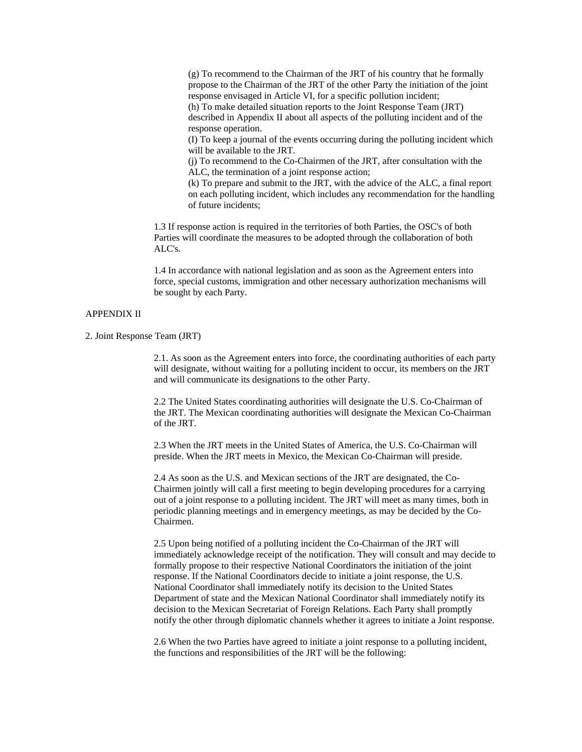(g) To recommend to the Chairman of the JRT of his country that he formally propose to the Chairman of the JRT of the other Party the initiation of the joint response envisaged in Article VI, for a specific pollution incident;
(h) To make detailed situation reports to the Joint Response Team (JRT) described in Appendix II about all aspects of the polluting incident and of the response operation.
(I) To keep a journal of the events occurring during the polluting incident which will be available to the JRT.
(j) To recommend to the Co-Chairmen of the JRT, after consultation with the ALC, the termination of a joint response action;
(k) To prepare and submit to the JRT, with the advice of the ALC, a final report on each polluting incident, which includes any recommendation for the handling of future incidents;

1.3 If response action is required in the territories of both Parties, the OSC's of both Parties will coordinate the measures to be adopted through the collaboration of both ALC's.

1.4 In accordance with national legislation and as soon as the Agreement enters into force, special customs, immigration and other necessary authorization mechanisms will be sought by each Party.

APPENDIX II

2. Joint Response Team (JRT)

2.1. As soon as the Agreement enters into force, the coordinating authorities of each party will designate, without waiting for a polluting incident to occur, its members on the JRT and will communicate its designations to the other Party.

2.2 The United States coordinating authorities will designate the U.S. Co-Chairman of the JRT. The Mexican coordinating authorities will designate the Mexican Co-Chairman of the JRT.

2.3 When the JRT meets in the United States of America, the U.S. Co-Chairman will preside. When the JRT meets in Mexico, the Mexican Co-Chairman will preside.

2.4 As soon as the U.S. and Mexican sections of the JRT are designated, the Co-Chairmen jointly will call a first meeting to begin developing procedures for a carrying out of a joint response to a polluting incident. The JRT will meet as many times, both in periodic planning meetings and in emergency meetings, as may be decided by the Co-Chairmen.

2.5 Upon being notified of a polluting incident the Co-Chairman of the JRT will immediately acknowledge receipt of the notification. They will consult and may decide to formally propose to their respective National Coordinators the initiation of the joint response. If the National Coordinators decide to initiate a joint response, the U.S. National Coordinator shall immediately notify its decision to the United States Department of state and the Mexican National Coordinator shall immediately notify its decision to the Mexican Secretariat of Foreign Relations. Each Party shall promptly notify the other through diplomatic channels whether it agrees to initiate a Joint response.

2.6 When the two Parties have agreed to initiate a joint response to a polluting incident, the functions and responsibilities of the JRT will be the following: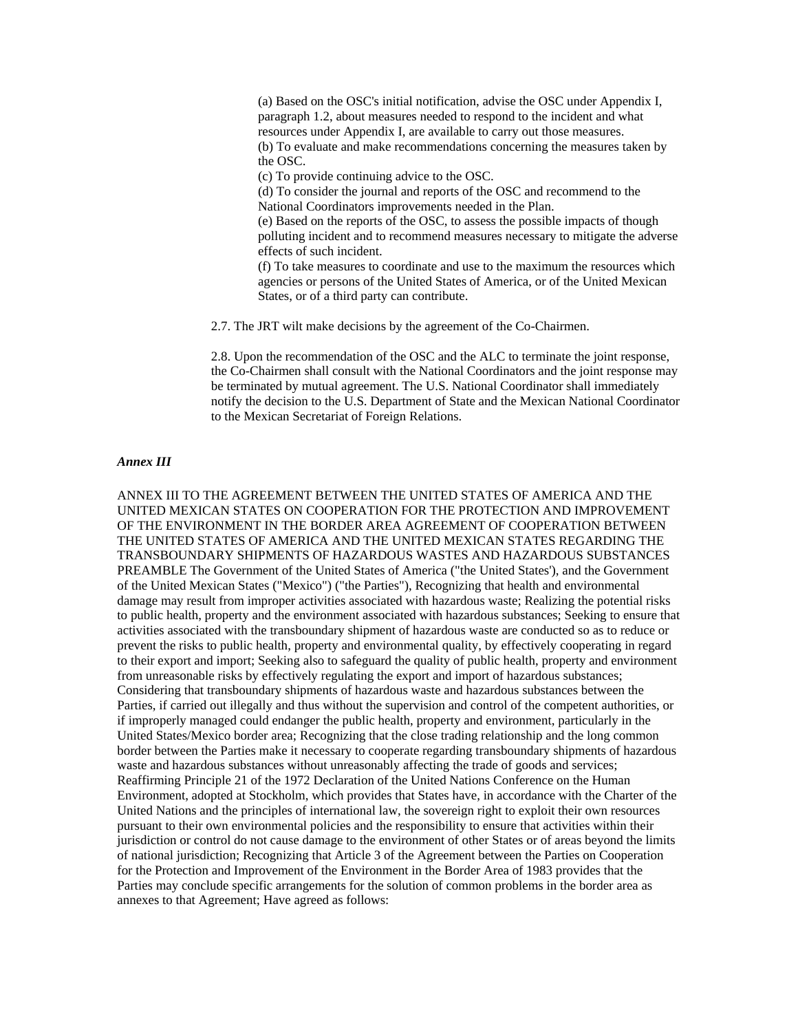(a) Based on the OSC's initial notification, advise the OSC under Appendix I, paragraph 1.2, about measures needed to respond to the incident and what resources under Appendix I, are available to carry out those measures.
(b) To evaluate and make recommendations concerning the measures taken by the OSC.
(c) To provide continuing advice to the OSC.
(d) To consider the journal and reports of the OSC and recommend to the National Coordinators improvements needed in the Plan.
(e) Based on the reports of the OSC, to assess the possible impacts of though polluting incident and to recommend measures necessary to mitigate the adverse effects of such incident.
(f) To take measures to coordinate and use to the maximum the resources which agencies or persons of the United States of America, or of the United Mexican States, or of a third party can contribute.

2.7. The JRT wilt make decisions by the agreement of the Co-Chairmen.

2.8. Upon the recommendation of the OSC and the ALC to terminate the joint response, the Co-Chairmen shall consult with the National Coordinators and the joint response may be terminated by mutual agreement. The U.S. National Coordinator shall immediately notify the decision to the U.S. Department of State and the Mexican National Coordinator to the Mexican Secretariat of Foreign Relations.

***Annex III***

ANNEX III TO THE AGREEMENT BETWEEN THE UNITED STATES OF AMERICA AND THE UNITED MEXICAN STATES ON COOPERATION FOR THE PROTECTION AND IMPROVEMENT OF THE ENVIRONMENT IN THE BORDER AREA AGREEMENT OF COOPERATION BETWEEN THE UNITED STATES OF AMERICA AND THE UNITED MEXICAN STATES REGARDING THE TRANSBOUNDARY SHIPMENTS OF HAZARDOUS WASTES AND HAZARDOUS SUBSTANCES PREAMBLE The Government of the United States of America ("the United States'), and the Government of the United Mexican States ("Mexico") ("the Parties"), Recognizing that health and environmental damage may result from improper activities associated with hazardous waste; Realizing the potential risks to public health, property and the environment associated with hazardous substances; Seeking to ensure that activities associated with the transboundary shipment of hazardous waste are conducted so as to reduce or prevent the risks to public health, property and environmental quality, by effectively cooperating in regard to their export and import; Seeking also to safeguard the quality of public health, property and environment from unreasonable risks by effectively regulating the export and import of hazardous substances; Considering that transboundary shipments of hazardous waste and hazardous substances between the Parties, if carried out illegally and thus without the supervision and control of the competent authorities, or if improperly managed could endanger the public health, property and environment, particularly in the United States/Mexico border area; Recognizing that the close trading relationship and the long common border between the Parties make it necessary to cooperate regarding transboundary shipments of hazardous waste and hazardous substances without unreasonably affecting the trade of goods and services; Reaffirming Principle 21 of the 1972 Declaration of the United Nations Conference on the Human Environment, adopted at Stockholm, which provides that States have, in accordance with the Charter of the United Nations and the principles of international law, the sovereign right to exploit their own resources pursuant to their own environmental policies and the responsibility to ensure that activities within their jurisdiction or control do not cause damage to the environment of other States or of areas beyond the limits of national jurisdiction; Recognizing that Article 3 of the Agreement between the Parties on Cooperation for the Protection and Improvement of the Environment in the Border Area of 1983 provides that the Parties may conclude specific arrangements for the solution of common problems in the border area as annexes to that Agreement; Have agreed as follows: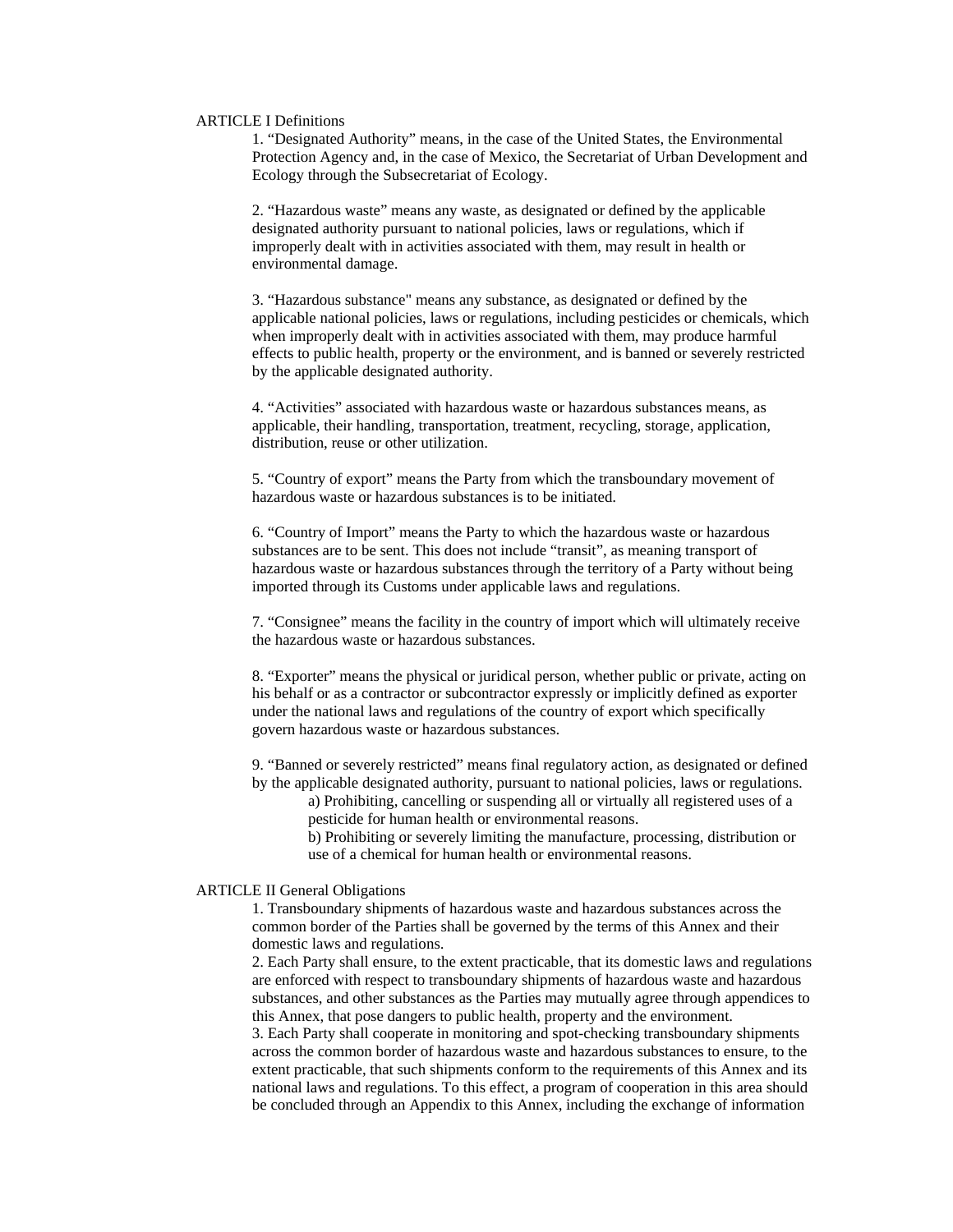## ARTICLE I Definitions

1. “Designated Authority” means, in the case of the United States, the Environmental Protection Agency and, in the case of Mexico, the Secretariat of Urban Development and Ecology through the Subsecretariat of Ecology.

2. “Hazardous waste” means any waste, as designated or defined by the applicable designated authority pursuant to national policies, laws or regulations, which if improperly dealt with in activities associated with them, may result in health or environmental damage.

3. “Hazardous substance" means any substance, as designated or defined by the applicable national policies, laws or regulations, including pesticides or chemicals, which when improperly dealt with in activities associated with them, may produce harmful effects to public health, property or the environment, and is banned or severely restricted by the applicable designated authority.

4. “Activities” associated with hazardous waste or hazardous substances means, as applicable, their handling, transportation, treatment, recycling, storage, application, distribution, reuse or other utilization.

5. “Country of export” means the Party from which the transboundary movement of hazardous waste or hazardous substances is to be initiated.

6. “Country of Import” means the Party to which the hazardous waste or hazardous substances are to be sent. This does not include “transit”, as meaning transport of hazardous waste or hazardous substances through the territory of a Party without being imported through its Customs under applicable laws and regulations.

7. “Consignee” means the facility in the country of import which will ultimately receive the hazardous waste or hazardous substances.

8. “Exporter” means the physical or juridical person, whether public or private, acting on his behalf or as a contractor or subcontractor expressly or implicitly defined as exporter under the national laws and regulations of the country of export which specifically govern hazardous waste or hazardous substances.

9. “Banned or severely restricted” means final regulatory action, as designated or defined by the applicable designated authority, pursuant to national policies, laws or regulations.

a) Prohibiting, cancelling or suspending all or virtually all registered uses of a pesticide for human health or environmental reasons.

b) Prohibiting or severely limiting the manufacture, processing, distribution or use of a chemical for human health or environmental reasons.

## ARTICLE II General Obligations

1. Transboundary shipments of hazardous waste and hazardous substances across the common border of the Parties shall be governed by the terms of this Annex and their domestic laws and regulations.

2. Each Party shall ensure, to the extent practicable, that its domestic laws and regulations are enforced with respect to transboundary shipments of hazardous waste and hazardous substances, and other substances as the Parties may mutually agree through appendices to this Annex, that pose dangers to public health, property and the environment.

3. Each Party shall cooperate in monitoring and spot-checking transboundary shipments across the common border of hazardous waste and hazardous substances to ensure, to the extent practicable, that such shipments conform to the requirements of this Annex and its national laws and regulations. To this effect, a program of cooperation in this area should be concluded through an Appendix to this Annex, including the exchange of information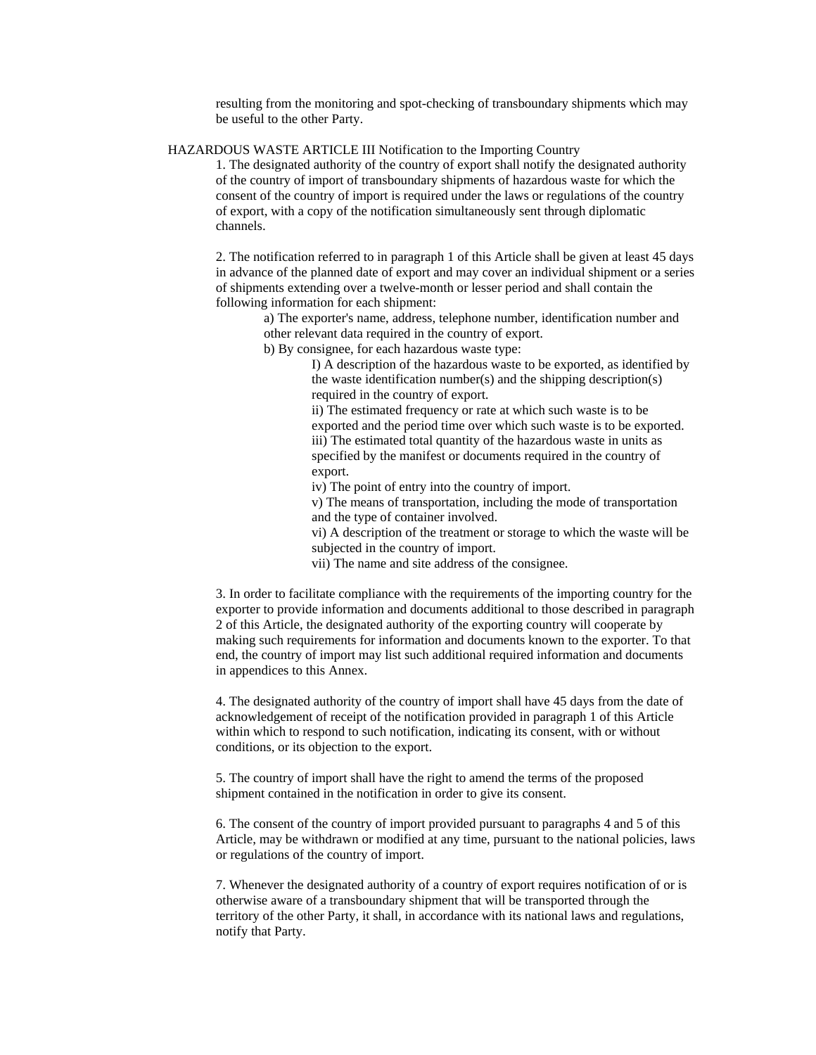resulting from the monitoring and spot-checking of transboundary shipments which may be useful to the other Party.

## HAZARDOUS WASTE ARTICLE III Notification to the Importing Country

1. The designated authority of the country of export shall notify the designated authority of the country of import of transboundary shipments of hazardous waste for which the consent of the country of import is required under the laws or regulations of the country of export, with a copy of the notification simultaneously sent through diplomatic channels.

2. The notification referred to in paragraph 1 of this Article shall be given at least 45 days in advance of the planned date of export and may cover an individual shipment or a series of shipments extending over a twelve-month or lesser period and shall contain the following information for each shipment:

   a) The exporter's name, address, telephone number, identification number and other relevant data required in the country of export.

   b) By consignee, for each hazardous waste type:

      I) A description of the hazardous waste to be exported, as identified by the waste identification number(s) and the shipping description(s) required in the country of export.

      ii) The estimated frequency or rate at which such waste is to be exported and the period time over which such waste is to be exported.

      iii) The estimated total quantity of the hazardous waste in units as specified by the manifest or documents required in the country of export.

      iv) The point of entry into the country of import.

      v) The means of transportation, including the mode of transportation and the type of container involved.

      vi) A description of the treatment or storage to which the waste will be subjected in the country of import.

      vii) The name and site address of the consignee.

3. In order to facilitate compliance with the requirements of the importing country for the exporter to provide information and documents additional to those described in paragraph 2 of this Article, the designated authority of the exporting country will cooperate by making such requirements for information and documents known to the exporter. To that end, the country of import may list such additional required information and documents in appendices to this Annex.

4. The designated authority of the country of import shall have 45 days from the date of acknowledgement of receipt of the notification provided in paragraph 1 of this Article within which to respond to such notification, indicating its consent, with or without conditions, or its objection to the export.

5. The country of import shall have the right to amend the terms of the proposed shipment contained in the notification in order to give its consent.

6. The consent of the country of import provided pursuant to paragraphs 4 and 5 of this Article, may be withdrawn or modified at any time, pursuant to the national policies, laws or regulations of the country of import.

7. Whenever the designated authority of a country of export requires notification of or is otherwise aware of a transboundary shipment that will be transported through the territory of the other Party, it shall, in accordance with its national laws and regulations, notify that Party.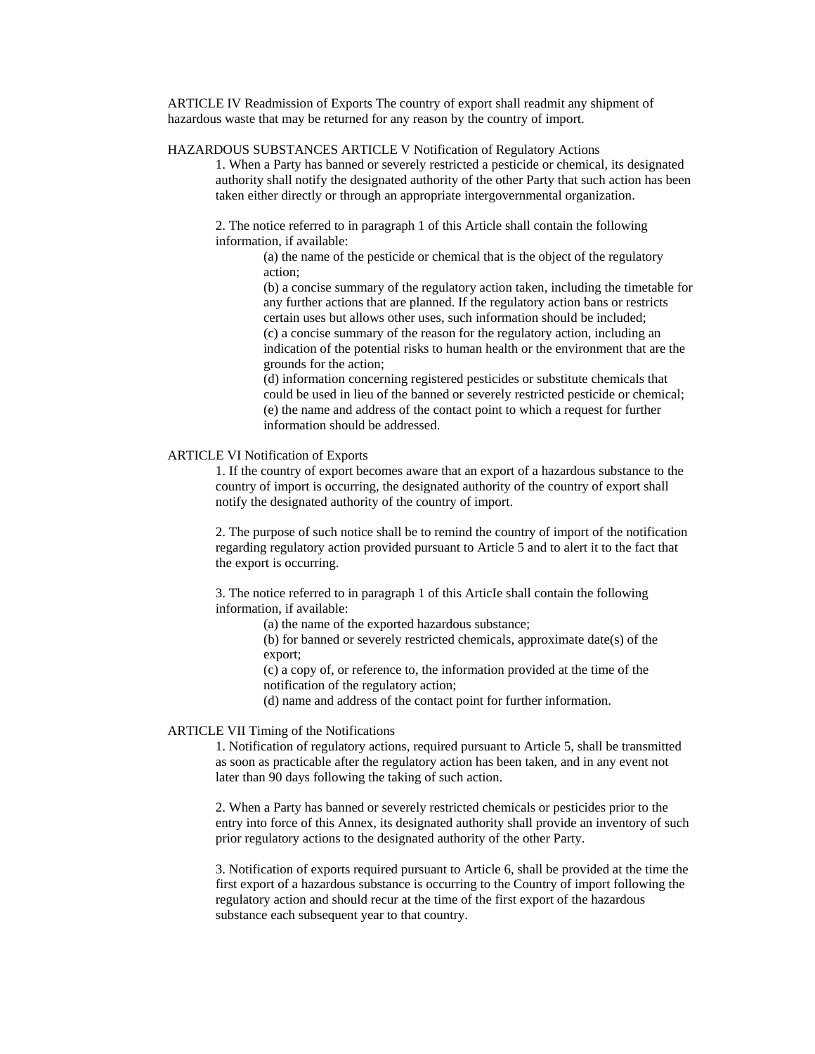ARTICLE IV Readmission of Exports The country of export shall readmit any shipment of hazardous waste that may be returned for any reason by the country of import.

HAZARDOUS SUBSTANCES ARTICLE V Notification of Regulatory Actions

1. When a Party has banned or severely restricted a pesticide or chemical, its designated authority shall notify the designated authority of the other Party that such action has been taken either directly or through an appropriate intergovernmental organization.

2. The notice referred to in paragraph 1 of this Article shall contain the following information, if available:

   (a) the name of the pesticide or chemical that is the object of the regulatory action;
   (b) a concise summary of the regulatory action taken, including the timetable for any further actions that are planned. If the regulatory action bans or restricts certain uses but allows other uses, such information should be included;
   (c) a concise summary of the reason for the regulatory action, including an indication of the potential risks to human health or the environment that are the grounds for the action;
   (d) information concerning registered pesticides or substitute chemicals that could be used in lieu of the banned or severely restricted pesticide or chemical;
   (e) the name and address of the contact point to which a request for further information should be addressed.

ARTICLE VI Notification of Exports

1. If the country of export becomes aware that an export of a hazardous substance to the country of import is occurring, the designated authority of the country of export shall notify the designated authority of the country of import.

2. The purpose of such notice shall be to remind the country of import of the notification regarding regulatory action provided pursuant to Article 5 and to alert it to the fact that the export is occurring.

3. The notice referred to in paragraph 1 of this ArticIe shall contain the following information, if available:

   (a) the name of the exported hazardous substance;
   (b) for banned or severely restricted chemicals, approximate date(s) of the export;
   (c) a copy of, or reference to, the information provided at the time of the notification of the regulatory action;
   (d) name and address of the contact point for further information.

ARTICLE VII Timing of the Notifications

1. Notification of regulatory actions, required pursuant to Article 5, shall be transmitted as soon as practicable after the regulatory action has been taken, and in any event not later than 90 days following the taking of such action.

2. When a Party has banned or severely restricted chemicals or pesticides prior to the entry into force of this Annex, its designated authority shall provide an inventory of such prior regulatory actions to the designated authority of the other Party.

3. Notification of exports required pursuant to Article 6, shall be provided at the time the first export of a hazardous substance is occurring to the Country of import following the regulatory action and should recur at the time of the first export of the hazardous substance each subsequent year to that country.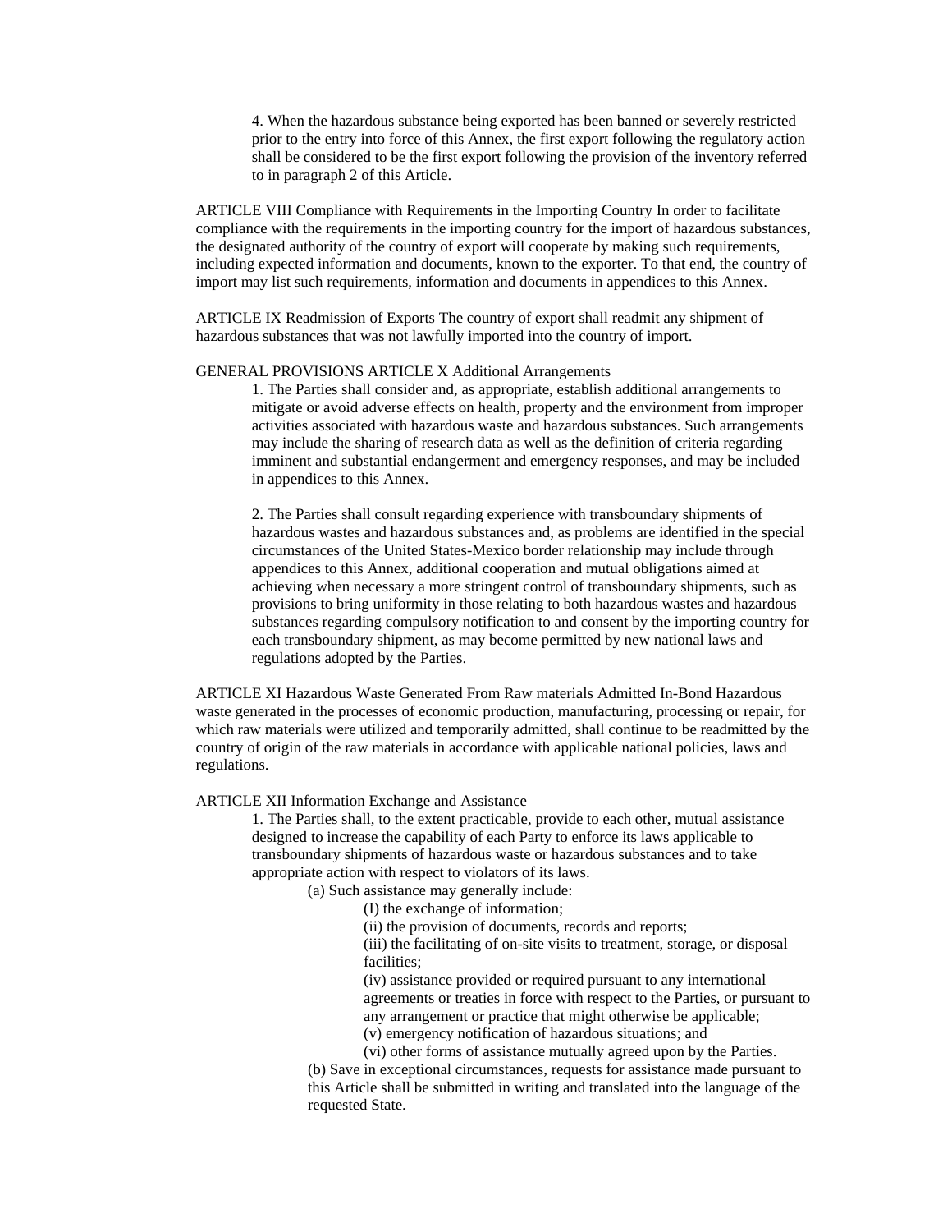4. When the hazardous substance being exported has been banned or severely restricted prior to the entry into force of this Annex, the first export following the regulatory action shall be considered to be the first export following the provision of the inventory referred to in paragraph 2 of this Article.

ARTICLE VIII Compliance with Requirements in the Importing Country In order to facilitate compliance with the requirements in the importing country for the import of hazardous substances, the designated authority of the country of export will cooperate by making such requirements, including expected information and documents, known to the exporter. To that end, the country of import may list such requirements, information and documents in appendices to this Annex.

ARTICLE IX Readmission of Exports The country of export shall readmit any shipment of hazardous substances that was not lawfully imported into the country of import.

GENERAL PROVISIONS ARTICLE X Additional Arrangements

1. The Parties shall consider and, as appropriate, establish additional arrangements to mitigate or avoid adverse effects on health, property and the environment from improper activities associated with hazardous waste and hazardous substances. Such arrangements may include the sharing of research data as well as the definition of criteria regarding imminent and substantial endangerment and emergency responses, and may be included in appendices to this Annex.

2. The Parties shall consult regarding experience with transboundary shipments of hazardous wastes and hazardous substances and, as problems are identified in the special circumstances of the United States-Mexico border relationship may include through appendices to this Annex, additional cooperation and mutual obligations aimed at achieving when necessary a more stringent control of transboundary shipments, such as provisions to bring uniformity in those relating to both hazardous wastes and hazardous substances regarding compulsory notification to and consent by the importing country for each transboundary shipment, as may become permitted by new national laws and regulations adopted by the Parties.

ARTICLE XI Hazardous Waste Generated From Raw materials Admitted In-Bond Hazardous waste generated in the processes of economic production, manufacturing, processing or repair, for which raw materials were utilized and temporarily admitted, shall continue to be readmitted by the country of origin of the raw materials in accordance with applicable national policies, laws and regulations.

ARTICLE XII Information Exchange and Assistance

1. The Parties shall, to the extent practicable, provide to each other, mutual assistance designed to increase the capability of each Party to enforce its laws applicable to transboundary shipments of hazardous waste or hazardous substances and to take appropriate action with respect to violators of its laws.

   (a) Such assistance may generally include:

      (I) the exchange of information;
      (ii) the provision of documents, records and reports;
      (iii) the facilitating of on-site visits to treatment, storage, or disposal facilities;
      (iv) assistance provided or required pursuant to any international agreements or treaties in force with respect to the Parties, or pursuant to any arrangement or practice that might otherwise be applicable;
      (v) emergency notification of hazardous situations; and
      (vi) other forms of assistance mutually agreed upon by the Parties.

   (b) Save in exceptional circumstances, requests for assistance made pursuant to this Article shall be submitted in writing and translated into the language of the requested State.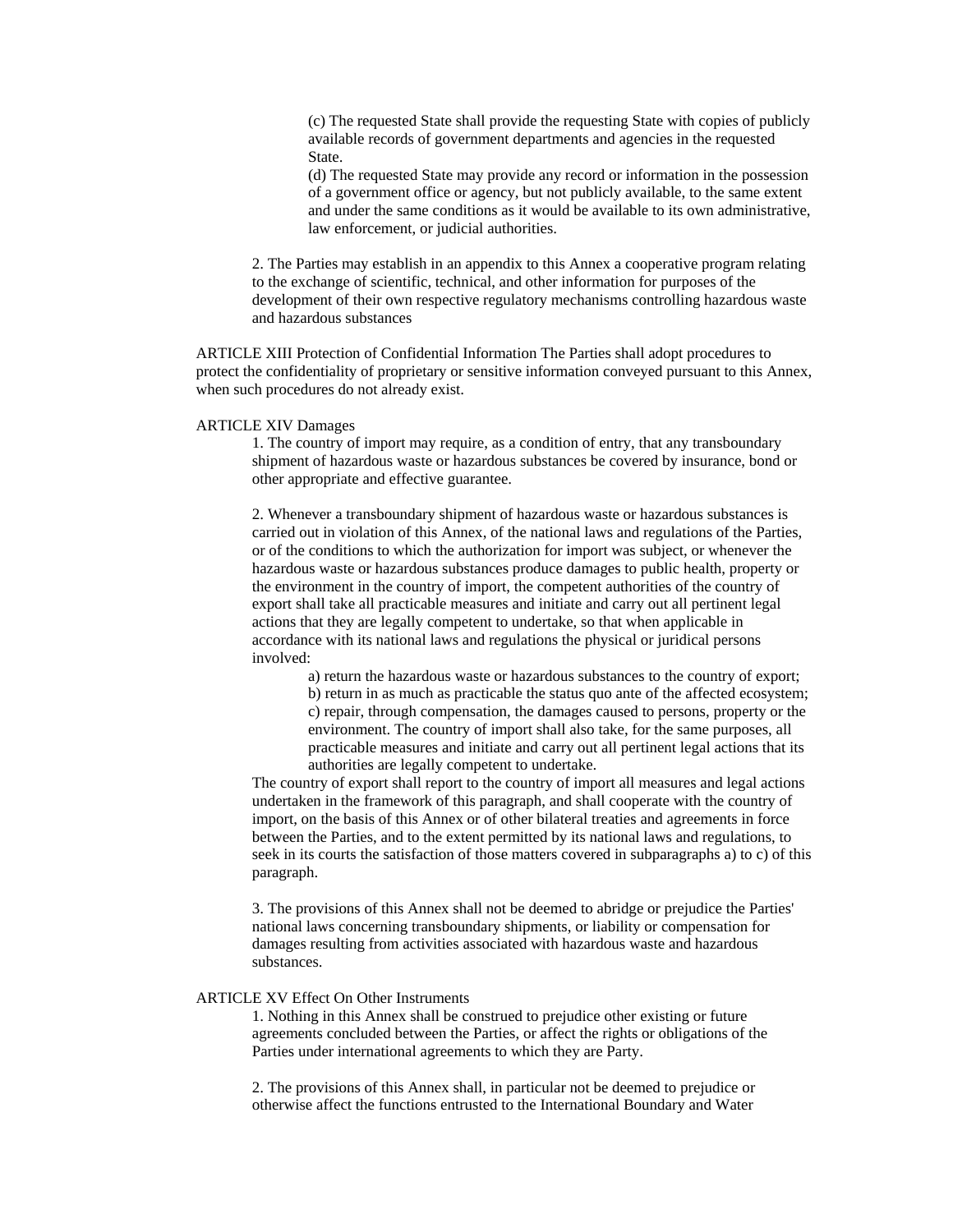(c) The requested State shall provide the requesting State with copies of publicly available records of government departments and agencies in the requested State.

(d) The requested State may provide any record or information in the possession of a government office or agency, but not publicly available, to the same extent and under the same conditions as it would be available to its own administrative, law enforcement, or judicial authorities.

2. The Parties may establish in an appendix to this Annex a cooperative program relating to the exchange of scientific, technical, and other information for purposes of the development of their own respective regulatory mechanisms controlling hazardous waste and hazardous substances

ARTICLE XIII Protection of Confidential Information The Parties shall adopt procedures to protect the confidentiality of proprietary or sensitive information conveyed pursuant to this Annex, when such procedures do not already exist.

ARTICLE XIV Damages

1. The country of import may require, as a condition of entry, that any transboundary shipment of hazardous waste or hazardous substances be covered by insurance, bond or other appropriate and effective guarantee.

2. Whenever a transboundary shipment of hazardous waste or hazardous substances is carried out in violation of this Annex, of the national laws and regulations of the Parties, or of the conditions to which the authorization for import was subject, or whenever the hazardous waste or hazardous substances produce damages to public health, property or the environment in the country of import, the competent authorities of the country of export shall take all practicable measures and initiate and carry out all pertinent legal actions that they are legally competent to undertake, so that when applicable in accordance with its national laws and regulations the physical or juridical persons involved:

a) return the hazardous waste or hazardous substances to the country of export;
b) return in as much as practicable the status quo ante of the affected ecosystem;
c) repair, through compensation, the damages caused to persons, property or the environment. The country of import shall also take, for the same purposes, all practicable measures and initiate and carry out all pertinent legal actions that its authorities are legally competent to undertake.

The country of export shall report to the country of import all measures and legal actions undertaken in the framework of this paragraph, and shall cooperate with the country of import, on the basis of this Annex or of other bilateral treaties and agreements in force between the Parties, and to the extent permitted by its national laws and regulations, to seek in its courts the satisfaction of those matters covered in subparagraphs a) to c) of this paragraph.

3. The provisions of this Annex shall not be deemed to abridge or prejudice the Parties' national laws concerning transboundary shipments, or liability or compensation for damages resulting from activities associated with hazardous waste and hazardous substances.

ARTICLE XV Effect On Other Instruments

1. Nothing in this Annex shall be construed to prejudice other existing or future agreements concluded between the Parties, or affect the rights or obligations of the Parties under international agreements to which they are Party.

2. The provisions of this Annex shall, in particular not be deemed to prejudice or otherwise affect the functions entrusted to the International Boundary and Water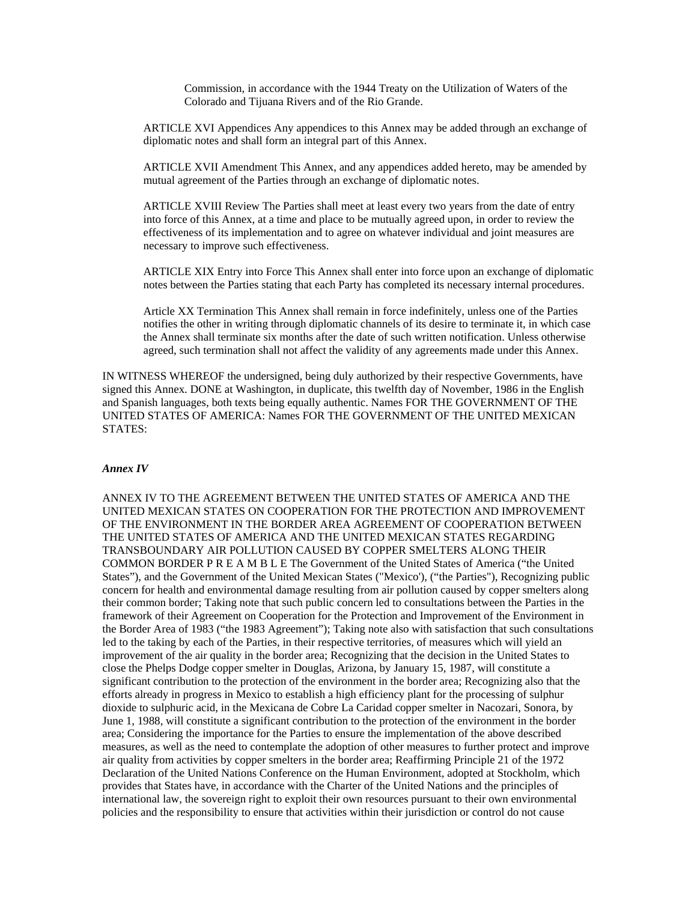Commission, in accordance with the 1944 Treaty on the Utilization of Waters of the Colorado and Tijuana Rivers and of the Rio Grande.

ARTICLE XVI Appendices Any appendices to this Annex may be added through an exchange of diplomatic notes and shall form an integral part of this Annex.

ARTICLE XVII Amendment This Annex, and any appendices added hereto, may be amended by mutual agreement of the Parties through an exchange of diplomatic notes.

ARTICLE XVIII Review The Parties shall meet at least every two years from the date of entry into force of this Annex, at a time and place to be mutually agreed upon, in order to review the effectiveness of its implementation and to agree on whatever individual and joint measures are necessary to improve such effectiveness.

ARTICLE XIX Entry into Force This Annex shall enter into force upon an exchange of diplomatic notes between the Parties stating that each Party has completed its necessary internal procedures.

Article XX Termination This Annex shall remain in force indefinitely, unless one of the Parties notifies the other in writing through diplomatic channels of its desire to terminate it, in which case the Annex shall terminate six months after the date of such written notification. Unless otherwise agreed, such termination shall not affect the validity of any agreements made under this Annex.

IN WITNESS WHEREOF the undersigned, being duly authorized by their respective Governments, have signed this Annex. DONE at Washington, in duplicate, this twelfth day of November, 1986 in the English and Spanish languages, both texts being equally authentic. Names FOR THE GOVERNMENT OF THE UNITED STATES OF AMERICA: Names FOR THE GOVERNMENT OF THE UNITED MEXICAN STATES:

***Annex IV***

ANNEX IV TO THE AGREEMENT BETWEEN THE UNITED STATES OF AMERICA AND THE UNITED MEXICAN STATES ON COOPERATION FOR THE PROTECTION AND IMPROVEMENT OF THE ENVIRONMENT IN THE BORDER AREA AGREEMENT OF COOPERATION BETWEEN THE UNITED STATES OF AMERICA AND THE UNITED MEXICAN STATES REGARDING TRANSBOUNDARY AIR POLLUTION CAUSED BY COPPER SMELTERS ALONG THEIR COMMON BORDER P R E A M B L E The Government of the United States of America ("the United States"), and the Government of the United Mexican States ("Mexico'), ("the Parties"), Recognizing public concern for health and environmental damage resulting from air pollution caused by copper smelters along their common border; Taking note that such public concern led to consultations between the Parties in the framework of their Agreement on Cooperation for the Protection and Improvement of the Environment in the Border Area of 1983 ("the 1983 Agreement"); Taking note also with satisfaction that such consultations led to the taking by each of the Parties, in their respective territories, of measures which will yield an improvement of the air quality in the border area; Recognizing that the decision in the United States to close the Phelps Dodge copper smelter in Douglas, Arizona, by January 15, 1987, will constitute a significant contribution to the protection of the environment in the border area; Recognizing also that the efforts already in progress in Mexico to establish a high efficiency plant for the processing of sulphur dioxide to sulphuric acid, in the Mexicana de Cobre La Caridad copper smelter in Nacozari, Sonora, by June 1, 1988, will constitute a significant contribution to the protection of the environment in the border area; Considering the importance for the Parties to ensure the implementation of the above described measures, as well as the need to contemplate the adoption of other measures to further protect and improve air quality from activities by copper smelters in the border area; Reaffirming Principle 21 of the 1972 Declaration of the United Nations Conference on the Human Environment, adopted at Stockholm, which provides that States have, in accordance with the Charter of the United Nations and the principles of international law, the sovereign right to exploit their own resources pursuant to their own environmental policies and the responsibility to ensure that activities within their jurisdiction or control do not cause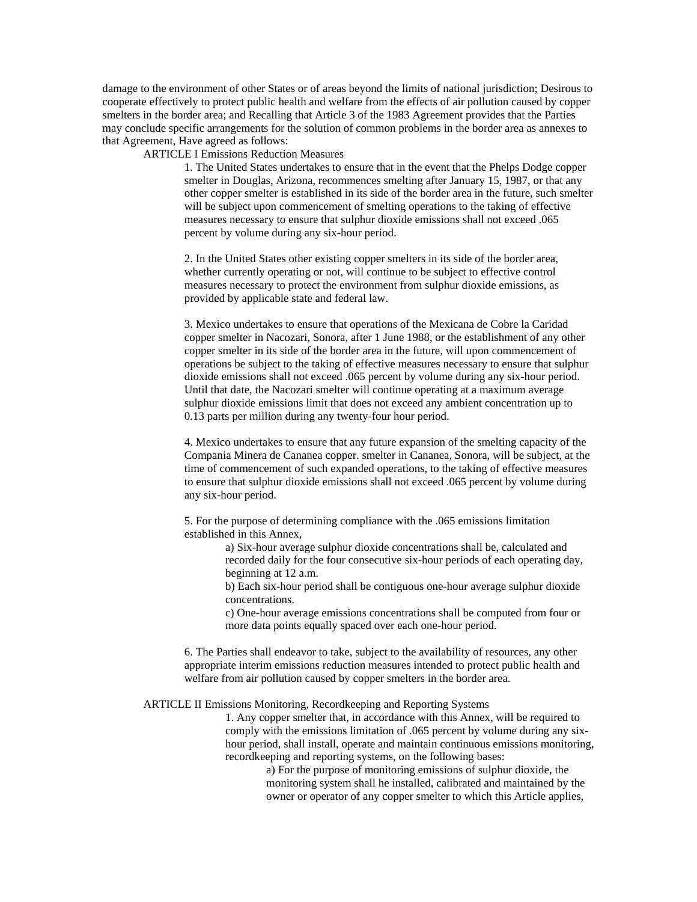damage to the environment of other States or of areas beyond the limits of national jurisdiction; Desirous to cooperate effectively to protect public health and welfare from the effects of air pollution caused by copper smelters in the border area; and Recalling that Article 3 of the 1983 Agreement provides that the Parties may conclude specific arrangements for the solution of common problems in the border area as annexes to that Agreement, Have agreed as follows:

ARTICLE I Emissions Reduction Measures

1. The United States undertakes to ensure that in the event that the Phelps Dodge copper smelter in Douglas, Arizona, recommences smelting after January 15, 1987, or that any other copper smelter is established in its side of the border area in the future, such smelter will be subject upon commencement of smelting operations to the taking of effective measures necessary to ensure that sulphur dioxide emissions shall not exceed .065 percent by volume during any six-hour period.

2. In the United States other existing copper smelters in its side of the border area, whether currently operating or not, will continue to be subject to effective control measures necessary to protect the environment from sulphur dioxide emissions, as provided by applicable state and federal law.

3. Mexico undertakes to ensure that operations of the Mexicana de Cobre la Caridad copper smelter in Nacozari, Sonora, after 1 June 1988, or the establishment of any other copper smelter in its side of the border area in the future, will upon commencement of operations be subject to the taking of effective measures necessary to ensure that sulphur dioxide emissions shall not exceed .065 percent by volume during any six-hour period. Until that date, the Nacozari smelter will continue operating at a maximum average sulphur dioxide emissions limit that does not exceed any ambient concentration up to 0.13 parts per million during any twenty-four hour period.

4. Mexico undertakes to ensure that any future expansion of the smelting capacity of the Compania Minera de Cananea copper. smelter in Cananea, Sonora, will be subject, at the time of commencement of such expanded operations, to the taking of effective measures to ensure that sulphur dioxide emissions shall not exceed .065 percent by volume during any six-hour period.

5. For the purpose of determining compliance with the .065 emissions limitation established in this Annex,

a) Six-hour average sulphur dioxide concentrations shall be, calculated and recorded daily for the four consecutive six-hour periods of each operating day, beginning at 12 a.m.

b) Each six-hour period shall be contiguous one-hour average sulphur dioxide concentrations.

c) One-hour average emissions concentrations shall be computed from four or more data points equally spaced over each one-hour period.

6. The Parties shall endeavor to take, subject to the availability of resources, any other appropriate interim emissions reduction measures intended to protect public health and welfare from air pollution caused by copper smelters in the border area.

ARTICLE II Emissions Monitoring, Recordkeeping and Reporting Systems

1. Any copper smelter that, in accordance with this Annex, will be required to comply with the emissions limitation of .065 percent by volume during any six-hour period, shall install, operate and maintain continuous emissions monitoring, recordkeeping and reporting systems, on the following bases:

a) For the purpose of monitoring emissions of sulphur dioxide, the monitoring system shall he installed, calibrated and maintained by the owner or operator of any copper smelter to which this Article applies,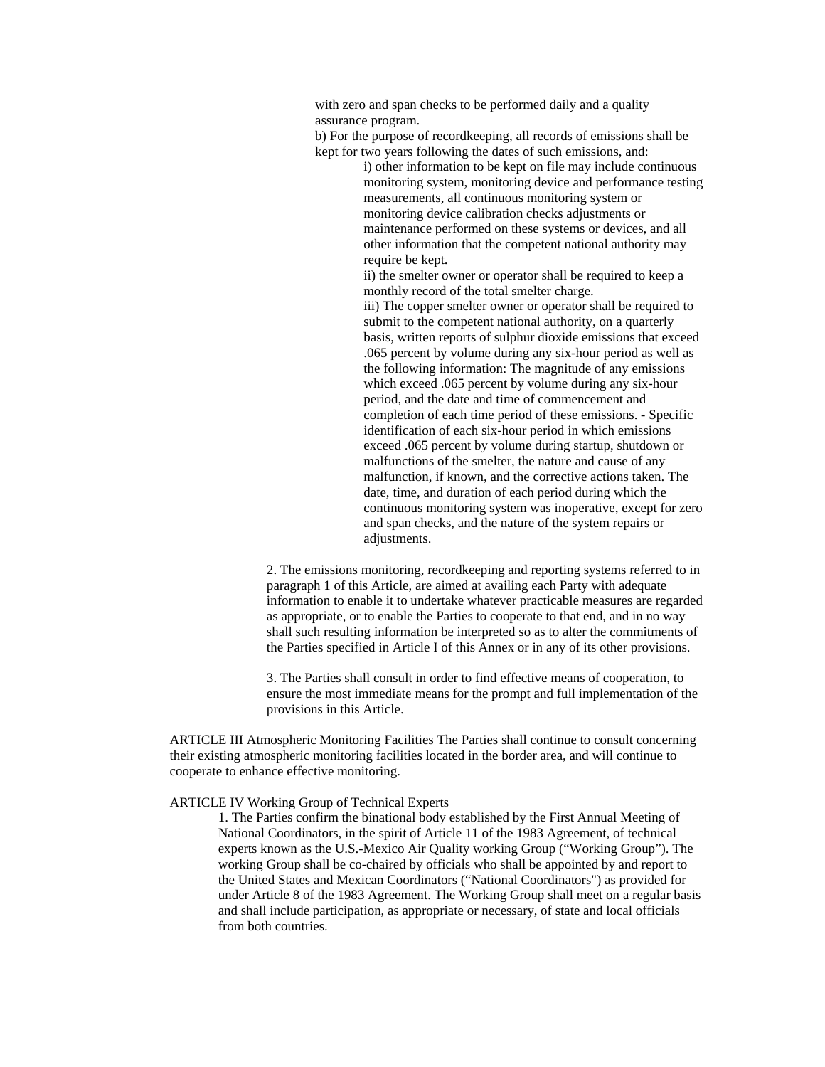with zero and span checks to be performed daily and a quality assurance program.

b) For the purpose of recordkeeping, all records of emissions shall be kept for two years following the dates of such emissions, and:

i) other information to be kept on file may include continuous monitoring system, monitoring device and performance testing measurements, all continuous monitoring system or monitoring device calibration checks adjustments or maintenance performed on these systems or devices, and all other information that the competent national authority may require be kept.

ii) the smelter owner or operator shall be required to keep a monthly record of the total smelter charge.

iii) The copper smelter owner or operator shall be required to submit to the competent national authority, on a quarterly basis, written reports of sulphur dioxide emissions that exceed .065 percent by volume during any six-hour period as well as the following information: The magnitude of any emissions which exceed .065 percent by volume during any six-hour period, and the date and time of commencement and completion of each time period of these emissions. - Specific identification of each six-hour period in which emissions exceed .065 percent by volume during startup, shutdown or malfunctions of the smelter, the nature and cause of any malfunction, if known, and the corrective actions taken. The date, time, and duration of each period during which the continuous monitoring system was inoperative, except for zero and span checks, and the nature of the system repairs or adjustments.

2. The emissions monitoring, recordkeeping and reporting systems referred to in paragraph 1 of this Article, are aimed at availing each Party with adequate information to enable it to undertake whatever practicable measures are regarded as appropriate, or to enable the Parties to cooperate to that end, and in no way shall such resulting information be interpreted so as to alter the commitments of the Parties specified in Article I of this Annex or in any of its other provisions.

3. The Parties shall consult in order to find effective means of cooperation, to ensure the most immediate means for the prompt and full implementation of the provisions in this Article.

ARTICLE III Atmospheric Monitoring Facilities The Parties shall continue to consult concerning their existing atmospheric monitoring facilities located in the border area, and will continue to cooperate to enhance effective monitoring.

ARTICLE IV Working Group of Technical Experts

1. The Parties confirm the binational body established by the First Annual Meeting of National Coordinators, in the spirit of Article 11 of the 1983 Agreement, of technical experts known as the U.S.-Mexico Air Quality working Group ("Working Group"). The working Group shall be co-chaired by officials who shall be appointed by and report to the United States and Mexican Coordinators ("National Coordinators") as provided for under Article 8 of the 1983 Agreement. The Working Group shall meet on a regular basis and shall include participation, as appropriate or necessary, of state and local officials from both countries.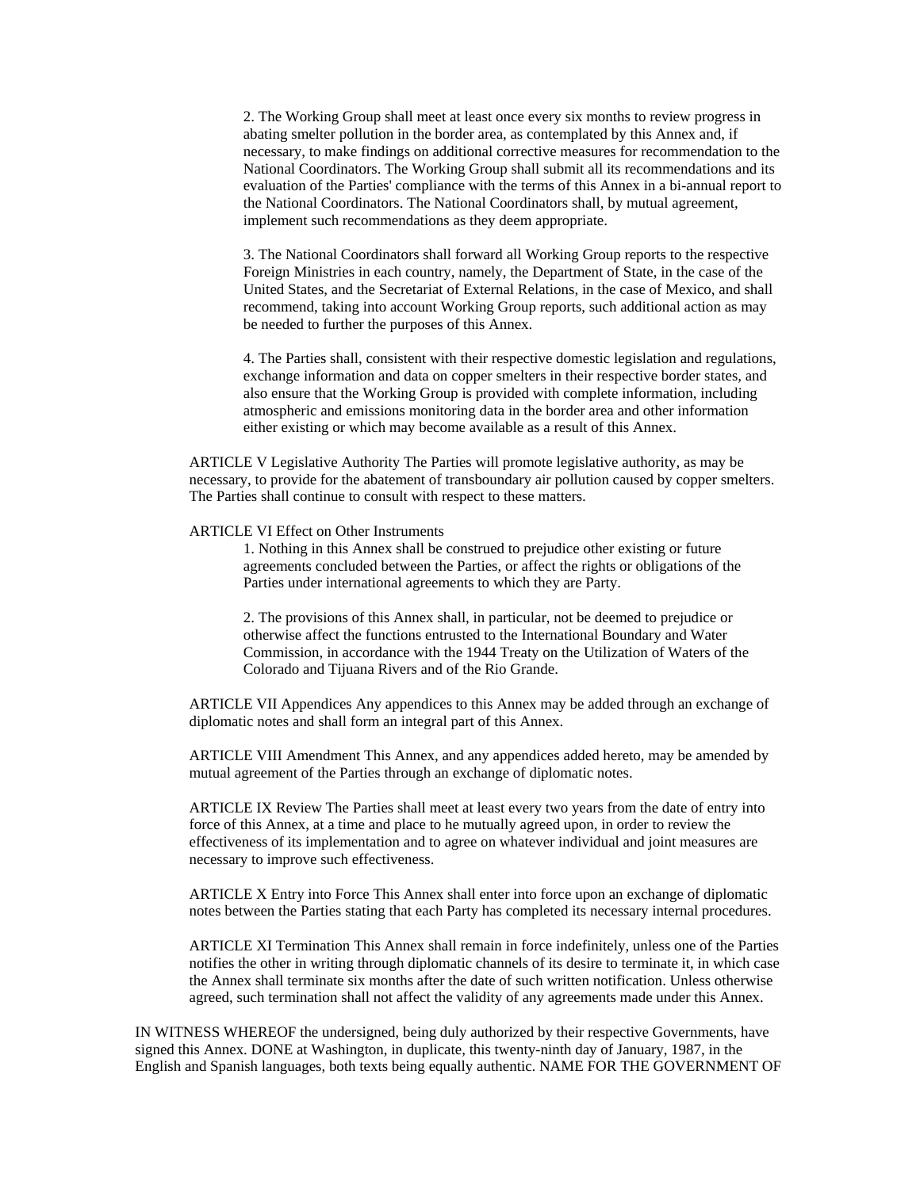2. The Working Group shall meet at least once every six months to review progress in abating smelter pollution in the border area, as contemplated by this Annex and, if necessary, to make findings on additional corrective measures for recommendation to the National Coordinators. The Working Group shall submit all its recommendations and its evaluation of the Parties' compliance with the terms of this Annex in a bi-annual report to the National Coordinators. The National Coordinators shall, by mutual agreement, implement such recommendations as they deem appropriate.

3. The National Coordinators shall forward all Working Group reports to the respective Foreign Ministries in each country, namely, the Department of State, in the case of the United States, and the Secretariat of External Relations, in the case of Mexico, and shall recommend, taking into account Working Group reports, such additional action as may be needed to further the purposes of this Annex.

4. The Parties shall, consistent with their respective domestic legislation and regulations, exchange information and data on copper smelters in their respective border states, and also ensure that the Working Group is provided with complete information, including atmospheric and emissions monitoring data in the border area and other information either existing or which may become available as a result of this Annex.

ARTICLE V Legislative Authority The Parties will promote legislative authority, as may be necessary, to provide for the abatement of transboundary air pollution caused by copper smelters. The Parties shall continue to consult with respect to these matters.

ARTICLE VI Effect on Other Instruments

1. Nothing in this Annex shall be construed to prejudice other existing or future agreements concluded between the Parties, or affect the rights or obligations of the Parties under international agreements to which they are Party.

2. The provisions of this Annex shall, in particular, not be deemed to prejudice or otherwise affect the functions entrusted to the International Boundary and Water Commission, in accordance with the 1944 Treaty on the Utilization of Waters of the Colorado and Tijuana Rivers and of the Rio Grande.

ARTICLE VII Appendices Any appendices to this Annex may be added through an exchange of diplomatic notes and shall form an integral part of this Annex.

ARTICLE VIII Amendment This Annex, and any appendices added hereto, may be amended by mutual agreement of the Parties through an exchange of diplomatic notes.

ARTICLE IX Review The Parties shall meet at least every two years from the date of entry into force of this Annex, at a time and place to he mutually agreed upon, in order to review the effectiveness of its implementation and to agree on whatever individual and joint measures are necessary to improve such effectiveness.

ARTICLE X Entry into Force This Annex shall enter into force upon an exchange of diplomatic notes between the Parties stating that each Party has completed its necessary internal procedures.

ARTICLE XI Termination This Annex shall remain in force indefinitely, unless one of the Parties notifies the other in writing through diplomatic channels of its desire to terminate it, in which case the Annex shall terminate six months after the date of such written notification. Unless otherwise agreed, such termination shall not affect the validity of any agreements made under this Annex.

IN WITNESS WHEREOF the undersigned, being duly authorized by their respective Governments, have signed this Annex. DONE at Washington, in duplicate, this twenty-ninth day of January, 1987, in the English and Spanish languages, both texts being equally authentic. NAME FOR THE GOVERNMENT OF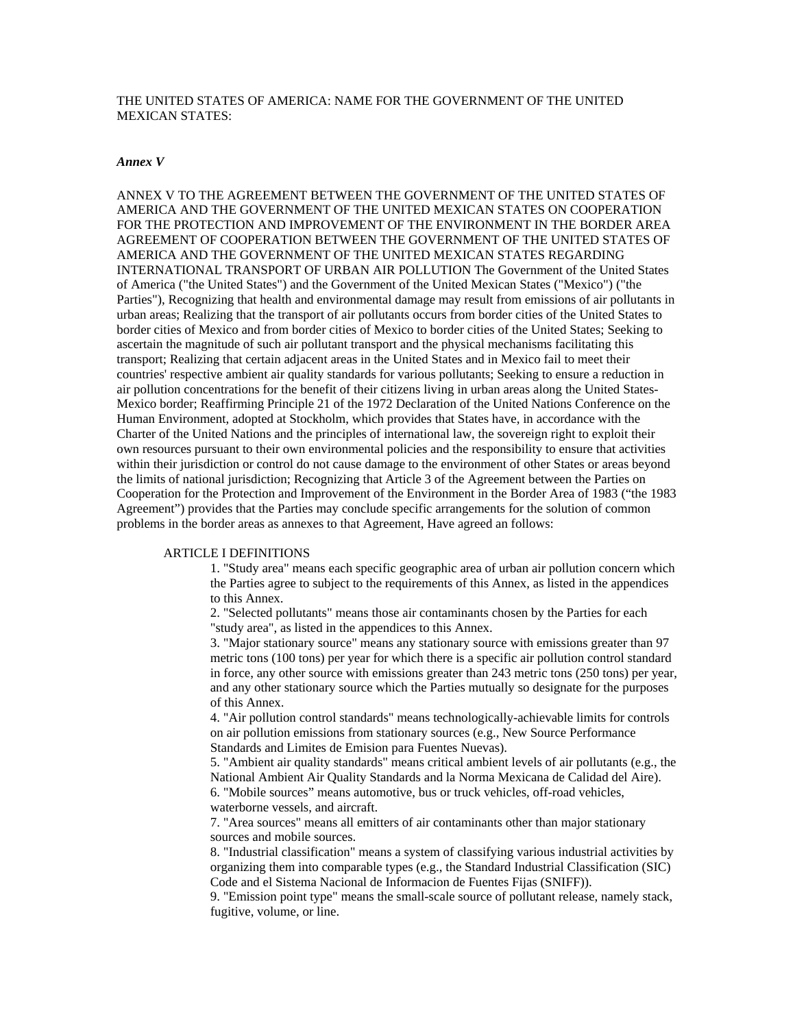THE UNITED STATES OF AMERICA: NAME FOR THE GOVERNMENT OF THE UNITED MEXICAN STATES:

***Annex V***

ANNEX V TO THE AGREEMENT BETWEEN THE GOVERNMENT OF THE UNITED STATES OF AMERICA AND THE GOVERNMENT OF THE UNITED MEXICAN STATES ON COOPERATION FOR THE PROTECTION AND IMPROVEMENT OF THE ENVIRONMENT IN THE BORDER AREA AGREEMENT OF COOPERATION BETWEEN THE GOVERNMENT OF THE UNITED STATES OF AMERICA AND THE GOVERNMENT OF THE UNITED MEXICAN STATES REGARDING INTERNATIONAL TRANSPORT OF URBAN AIR POLLUTION The Government of the United States of America ("the United States") and the Government of the United Mexican States ("Mexico") ("the Parties"), Recognizing that health and environmental damage may result from emissions of air pollutants in urban areas; Realizing that the transport of air pollutants occurs from border cities of the United States to border cities of Mexico and from border cities of Mexico to border cities of the United States; Seeking to ascertain the magnitude of such air pollutant transport and the physical mechanisms facilitating this transport; Realizing that certain adjacent areas in the United States and in Mexico fail to meet their countries' respective ambient air quality standards for various pollutants; Seeking to ensure a reduction in air pollution concentrations for the benefit of their citizens living in urban areas along the United States-Mexico border; Reaffirming Principle 21 of the 1972 Declaration of the United Nations Conference on the Human Environment, adopted at Stockholm, which provides that States have, in accordance with the Charter of the United Nations and the principles of international law, the sovereign right to exploit their own resources pursuant to their own environmental policies and the responsibility to ensure that activities within their jurisdiction or control do not cause damage to the environment of other States or areas beyond the limits of national jurisdiction; Recognizing that Article 3 of the Agreement between the Parties on Cooperation for the Protection and Improvement of the Environment in the Border Area of 1983 (“the 1983 Agreement”) provides that the Parties may conclude specific arrangements for the solution of common problems in the border areas as annexes to that Agreement, Have agreed an follows:

ARTICLE I DEFINITIONS

1. "Study area" means each specific geographic area of urban air pollution concern which the Parties agree to subject to the requirements of this Annex, as listed in the appendices to this Annex.
2. "Selected pollutants" means those air contaminants chosen by the Parties for each "study area", as listed in the appendices to this Annex.
3. "Major stationary source" means any stationary source with emissions greater than 97 metric tons (100 tons) per year for which there is a specific air pollution control standard in force, any other source with emissions greater than 243 metric tons (250 tons) per year, and any other stationary source which the Parties mutually so designate for the purposes of this Annex.
4. "Air pollution control standards" means technologically-achievable limits for controls on air pollution emissions from stationary sources (e.g., New Source Performance Standards and Limites de Emision para Fuentes Nuevas).
5. "Ambient air quality standards" means critical ambient levels of air pollutants (e.g., the National Ambient Air Quality Standards and la Norma Mexicana de Calidad del Aire).
6. "Mobile sources” means automotive, bus or truck vehicles, off-road vehicles, waterborne vessels, and aircraft.
7. "Area sources" means all emitters of air contaminants other than major stationary sources and mobile sources.
8. "Industrial classification" means a system of classifying various industrial activities by organizing them into comparable types (e.g., the Standard Industrial Classification (SIC) Code and el Sistema Nacional de Informacion de Fuentes Fijas (SNIFF)).
9. "Emission point type" means the small-scale source of pollutant release, namely stack, fugitive, volume, or line.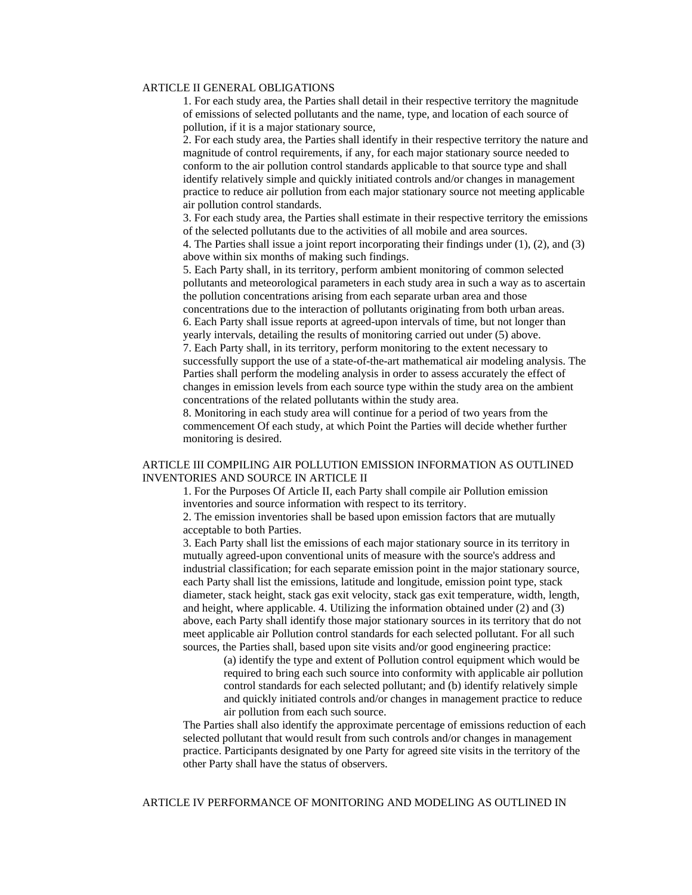## ARTICLE II GENERAL OBLIGATIONS

1. For each study area, the Parties shall detail in their respective territory the magnitude of emissions of selected pollutants and the name, type, and location of each source of pollution, if it is a major stationary source,
2. For each study area, the Parties shall identify in their respective territory the nature and magnitude of control requirements, if any, for each major stationary source needed to conform to the air pollution control standards applicable to that source type and shall identify relatively simple and quickly initiated controls and/or changes in management practice to reduce air pollution from each major stationary source not meeting applicable air pollution control standards.
3. For each study area, the Parties shall estimate in their respective territory the emissions of the selected pollutants due to the activities of all mobile and area sources.
4. The Parties shall issue a joint report incorporating their findings under (1), (2), and (3) above within six months of making such findings.
5. Each Party shall, in its territory, perform ambient monitoring of common selected pollutants and meteorological parameters in each study area in such a way as to ascertain the pollution concentrations arising from each separate urban area and those concentrations due to the interaction of pollutants originating from both urban areas.
6. Each Party shall issue reports at agreed-upon intervals of time, but not longer than yearly intervals, detailing the results of monitoring carried out under (5) above.
7. Each Party shall, in its territory, perform monitoring to the extent necessary to successfully support the use of a state-of-the-art mathematical air modeling analysis. The Parties shall perform the modeling analysis in order to assess accurately the effect of changes in emission levels from each source type within the study area on the ambient concentrations of the related pollutants within the study area.
8. Monitoring in each study area will continue for a period of two years from the commencement Of each study, at which Point the Parties will decide whether further monitoring is desired.

## ARTICLE III COMPILING AIR POLLUTION EMISSION INFORMATION AS OUTLINED INVENTORIES AND SOURCE IN ARTICLE II

1. For the Purposes Of Article II, each Party shall compile air Pollution emission inventories and source information with respect to its territory.
2. The emission inventories shall be based upon emission factors that are mutually acceptable to both Parties.
3. Each Party shall list the emissions of each major stationary source in its territory in mutually agreed-upon conventional units of measure with the source's address and industrial classification; for each separate emission point in the major stationary source, each Party shall list the emissions, latitude and longitude, emission point type, stack diameter, stack height, stack gas exit velocity, stack gas exit temperature, width, length, and height, where applicable. 4. Utilizing the information obtained under (2) and (3) above, each Party shall identify those major stationary sources in its territory that do not meet applicable air Pollution control standards for each selected pollutant. For all such sources, the Parties shall, based upon site visits and/or good engineering practice:

    (a) identify the type and extent of Pollution control equipment which would be required to bring each such source into conformity with applicable air pollution control standards for each selected pollutant; and (b) identify relatively simple and quickly initiated controls and/or changes in management practice to reduce air pollution from each such source.

The Parties shall also identify the approximate percentage of emissions reduction of each selected pollutant that would result from such controls and/or changes in management practice. Participants designated by one Party for agreed site visits in the territory of the other Party shall have the status of observers.

## ARTICLE IV PERFORMANCE OF MONITORING AND MODELING AS OUTLINED IN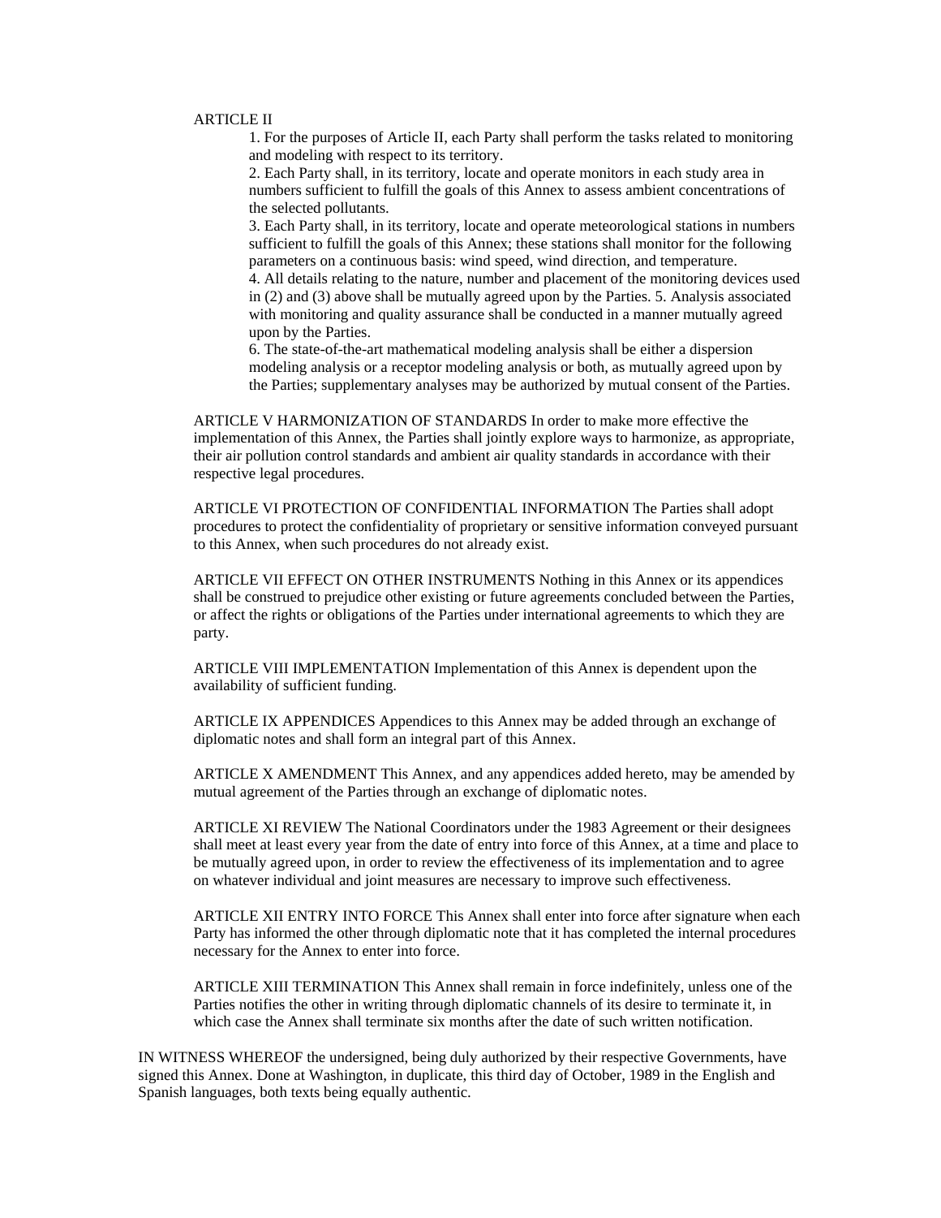ARTICLE II

1. For the purposes of Article II, each Party shall perform the tasks related to monitoring and modeling with respect to its territory.

2. Each Party shall, in its territory, locate and operate monitors in each study area in numbers sufficient to fulfill the goals of this Annex to assess ambient concentrations of the selected pollutants.

3. Each Party shall, in its territory, locate and operate meteorological stations in numbers sufficient to fulfill the goals of this Annex; these stations shall monitor for the following parameters on a continuous basis: wind speed, wind direction, and temperature.

4. All details relating to the nature, number and placement of the monitoring devices used in (2) and (3) above shall be mutually agreed upon by the Parties. 5. Analysis associated with monitoring and quality assurance shall be conducted in a manner mutually agreed upon by the Parties.

6. The state-of-the-art mathematical modeling analysis shall be either a dispersion modeling analysis or a receptor modeling analysis or both, as mutually agreed upon by the Parties; supplementary analyses may be authorized by mutual consent of the Parties.

ARTICLE V HARMONIZATION OF STANDARDS In order to make more effective the implementation of this Annex, the Parties shall jointly explore ways to harmonize, as appropriate, their air pollution control standards and ambient air quality standards in accordance with their respective legal procedures.

ARTICLE VI PROTECTION OF CONFIDENTIAL INFORMATION The Parties shall adopt procedures to protect the confidentiality of proprietary or sensitive information conveyed pursuant to this Annex, when such procedures do not already exist.

ARTICLE VII EFFECT ON OTHER INSTRUMENTS Nothing in this Annex or its appendices shall be construed to prejudice other existing or future agreements concluded between the Parties, or affect the rights or obligations of the Parties under international agreements to which they are party.

ARTICLE VIII IMPLEMENTATION Implementation of this Annex is dependent upon the availability of sufficient funding.

ARTICLE IX APPENDICES Appendices to this Annex may be added through an exchange of diplomatic notes and shall form an integral part of this Annex.

ARTICLE X AMENDMENT This Annex, and any appendices added hereto, may be amended by mutual agreement of the Parties through an exchange of diplomatic notes.

ARTICLE XI REVIEW The National Coordinators under the 1983 Agreement or their designees shall meet at least every year from the date of entry into force of this Annex, at a time and place to be mutually agreed upon, in order to review the effectiveness of its implementation and to agree on whatever individual and joint measures are necessary to improve such effectiveness.

ARTICLE XII ENTRY INTO FORCE This Annex shall enter into force after signature when each Party has informed the other through diplomatic note that it has completed the internal procedures necessary for the Annex to enter into force.

ARTICLE XIII TERMINATION This Annex shall remain in force indefinitely, unless one of the Parties notifies the other in writing through diplomatic channels of its desire to terminate it, in which case the Annex shall terminate six months after the date of such written notification.

IN WITNESS WHEREOF the undersigned, being duly authorized by their respective Governments, have signed this Annex. Done at Washington, in duplicate, this third day of October, 1989 in the English and Spanish languages, both texts being equally authentic.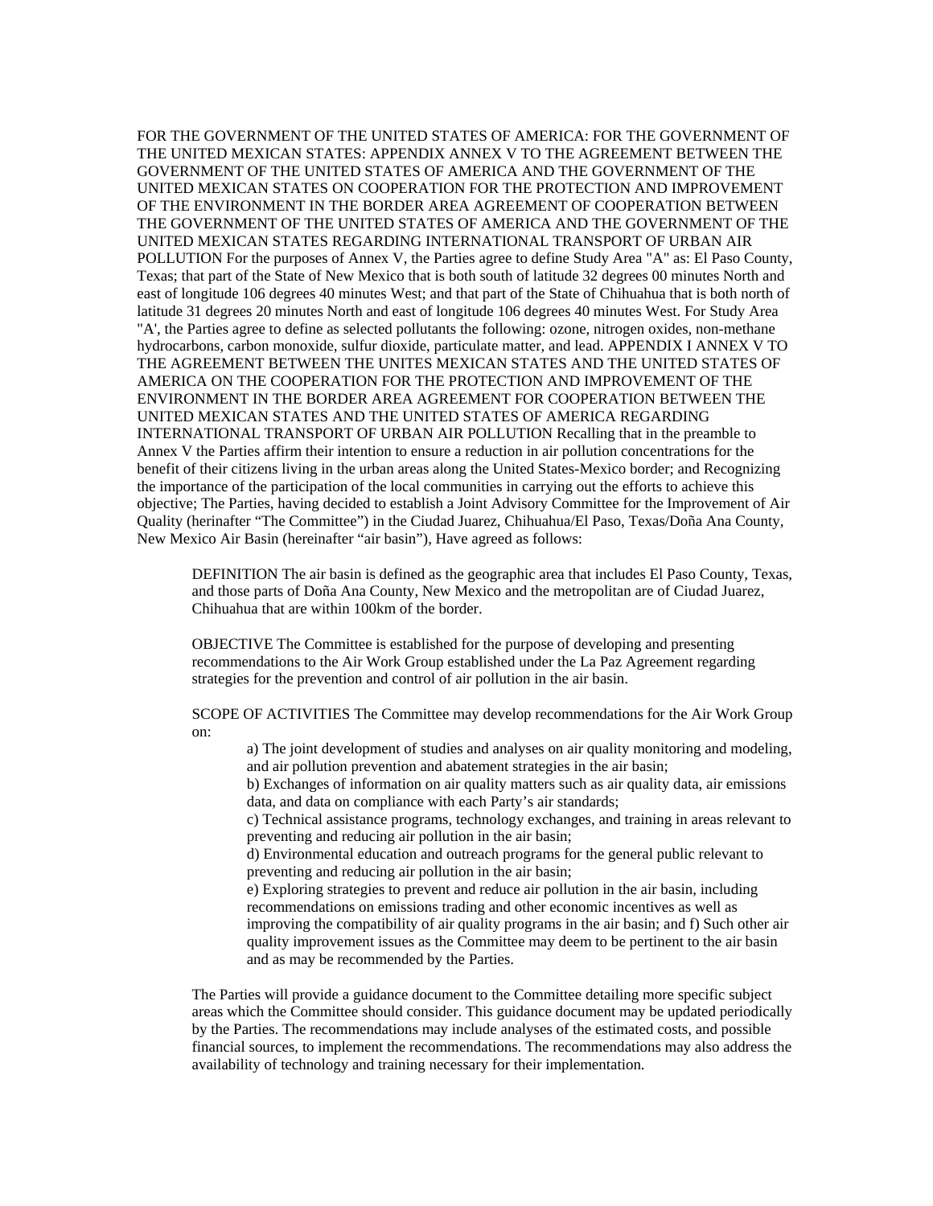FOR THE GOVERNMENT OF THE UNITED STATES OF AMERICA: FOR THE GOVERNMENT OF THE UNITED MEXICAN STATES: APPENDIX ANNEX V TO THE AGREEMENT BETWEEN THE GOVERNMENT OF THE UNITED STATES OF AMERICA AND THE GOVERNMENT OF THE UNITED MEXICAN STATES ON COOPERATION FOR THE PROTECTION AND IMPROVEMENT OF THE ENVIRONMENT IN THE BORDER AREA AGREEMENT OF COOPERATION BETWEEN THE GOVERNMENT OF THE UNITED STATES OF AMERICA AND THE GOVERNMENT OF THE UNITED MEXICAN STATES REGARDING INTERNATIONAL TRANSPORT OF URBAN AIR POLLUTION For the purposes of Annex V, the Parties agree to define Study Area "A" as: El Paso County, Texas; that part of the State of New Mexico that is both south of latitude 32 degrees 00 minutes North and east of longitude 106 degrees 40 minutes West; and that part of the State of Chihuahua that is both north of latitude 31 degrees 20 minutes North and east of longitude 106 degrees 40 minutes West. For Study Area "A', the Parties agree to define as selected pollutants the following: ozone, nitrogen oxides, non-methane hydrocarbons, carbon monoxide, sulfur dioxide, particulate matter, and lead. APPENDIX I ANNEX V TO THE AGREEMENT BETWEEN THE UNITES MEXICAN STATES AND THE UNITED STATES OF AMERICA ON THE COOPERATION FOR THE PROTECTION AND IMPROVEMENT OF THE ENVIRONMENT IN THE BORDER AREA AGREEMENT FOR COOPERATION BETWEEN THE UNITED MEXICAN STATES AND THE UNITED STATES OF AMERICA REGARDING INTERNATIONAL TRANSPORT OF URBAN AIR POLLUTION Recalling that in the preamble to Annex V the Parties affirm their intention to ensure a reduction in air pollution concentrations for the benefit of their citizens living in the urban areas along the United States-Mexico border; and Recognizing the importance of the participation of the local communities in carrying out the efforts to achieve this objective; The Parties, having decided to establish a Joint Advisory Committee for the Improvement of Air Quality (herinafter "The Committee") in the Ciudad Juarez, Chihuahua/El Paso, Texas/Doña Ana County, New Mexico Air Basin (hereinafter "air basin"), Have agreed as follows:

DEFINITION The air basin is defined as the geographic area that includes El Paso County, Texas, and those parts of Doña Ana County, New Mexico and the metropolitan are of Ciudad Juarez, Chihuahua that are within 100km of the border.

OBJECTIVE The Committee is established for the purpose of developing and presenting recommendations to the Air Work Group established under the La Paz Agreement regarding strategies for the prevention and control of air pollution in the air basin.

SCOPE OF ACTIVITIES The Committee may develop recommendations for the Air Work Group on:

a) The joint development of studies and analyses on air quality monitoring and modeling, and air pollution prevention and abatement strategies in the air basin;
b) Exchanges of information on air quality matters such as air quality data, air emissions data, and data on compliance with each Party's air standards;
c) Technical assistance programs, technology exchanges, and training in areas relevant to preventing and reducing air pollution in the air basin;
d) Environmental education and outreach programs for the general public relevant to preventing and reducing air pollution in the air basin;
e) Exploring strategies to prevent and reduce air pollution in the air basin, including recommendations on emissions trading and other economic incentives as well as improving the compatibility of air quality programs in the air basin; and f) Such other air quality improvement issues as the Committee may deem to be pertinent to the air basin and as may be recommended by the Parties.

The Parties will provide a guidance document to the Committee detailing more specific subject areas which the Committee should consider. This guidance document may be updated periodically by the Parties. The recommendations may include analyses of the estimated costs, and possible financial sources, to implement the recommendations. The recommendations may also address the availability of technology and training necessary for their implementation.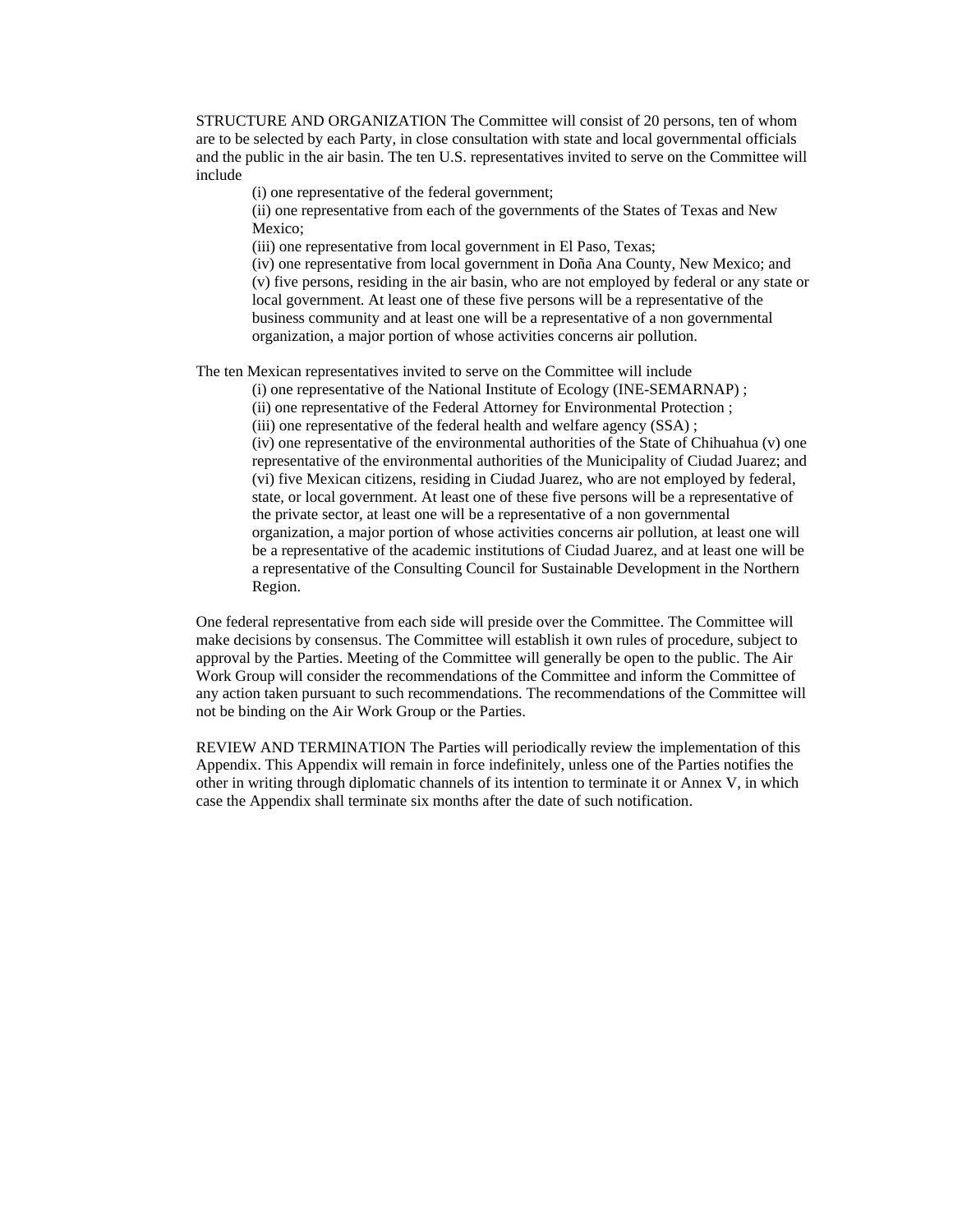STRUCTURE AND ORGANIZATION The Committee will consist of 20 persons, ten of whom are to be selected by each Party, in close consultation with state and local governmental officials and the public in the air basin. The ten U.S. representatives invited to serve on the Committee will include

(i) one representative of the federal government;
(ii) one representative from each of the governments of the States of Texas and New Mexico;
(iii) one representative from local government in El Paso, Texas;
(iv) one representative from local government in Doña Ana County, New Mexico; and
(v) five persons, residing in the air basin, who are not employed by federal or any state or local government. At least one of these five persons will be a representative of the business community and at least one will be a representative of a non governmental organization, a major portion of whose activities concerns air pollution.

The ten Mexican representatives invited to serve on the Committee will include

(i) one representative of the National Institute of Ecology (INE-SEMARNAP) ;
(ii) one representative of the Federal Attorney for Environmental Protection ;
(iii) one representative of the federal health and welfare agency (SSA) ;
(iv) one representative of the environmental authorities of the State of Chihuahua (v) one representative of the environmental authorities of the Municipality of Ciudad Juarez; and
(vi) five Mexican citizens, residing in Ciudad Juarez, who are not employed by federal, state, or local government. At least one of these five persons will be a representative of the private sector, at least one will be a representative of a non governmental organization, a major portion of whose activities concerns air pollution, at least one will be a representative of the academic institutions of Ciudad Juarez, and at least one will be a representative of the Consulting Council for Sustainable Development in the Northern Region.

One federal representative from each side will preside over the Committee. The Committee will make decisions by consensus. The Committee will establish it own rules of procedure, subject to approval by the Parties. Meeting of the Committee will generally be open to the public. The Air Work Group will consider the recommendations of the Committee and inform the Committee of any action taken pursuant to such recommendations. The recommendations of the Committee will not be binding on the Air Work Group or the Parties.

REVIEW AND TERMINATION The Parties will periodically review the implementation of this Appendix. This Appendix will remain in force indefinitely, unless one of the Parties notifies the other in writing through diplomatic channels of its intention to terminate it or Annex V, in which case the Appendix shall terminate six months after the date of such notification.